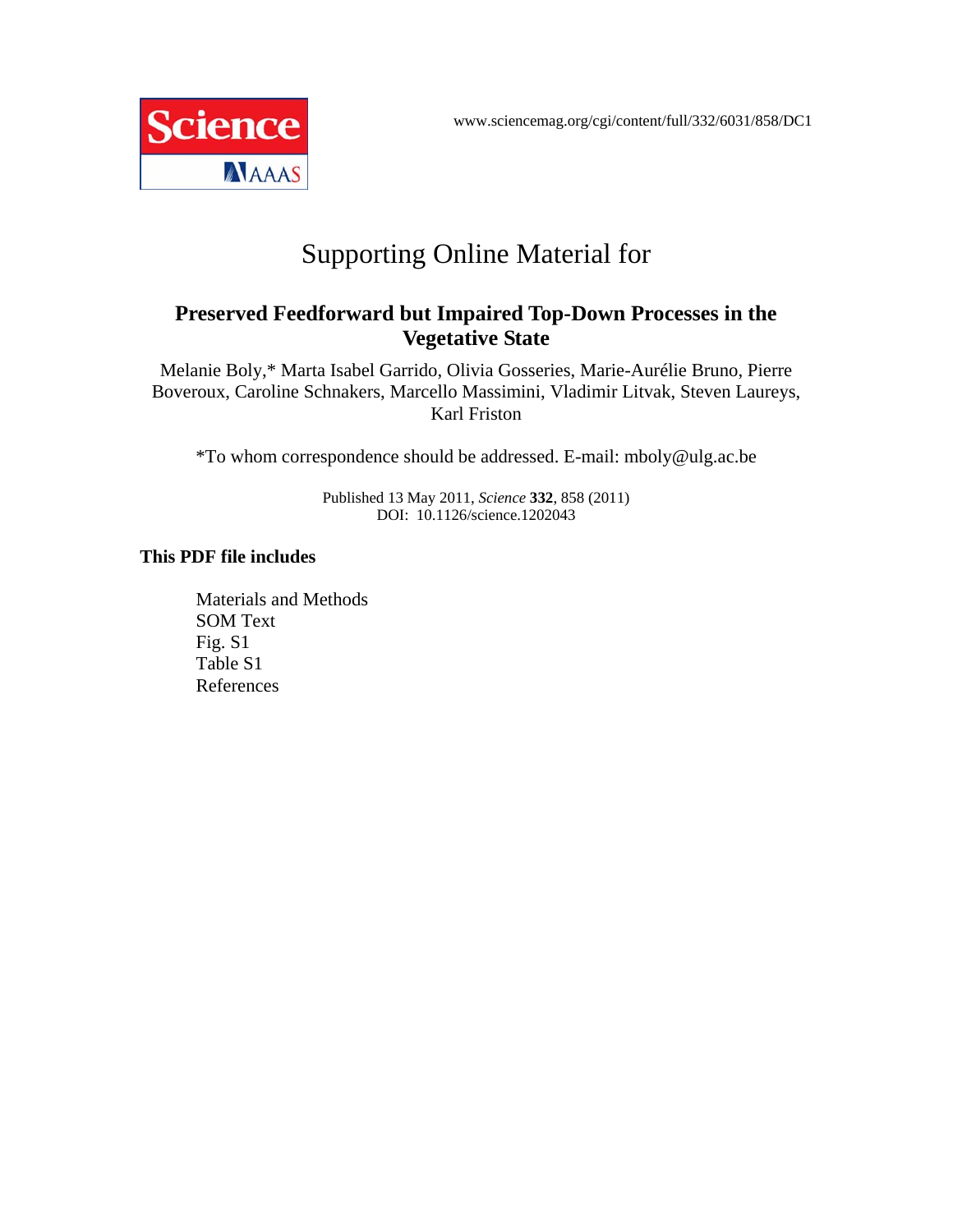www.sciencemag.org/cgi/content/full/332/6031/858/DC1

# Supporting Online Material for

## Preserved Feedforward but Impaired Top-Down Processes in the Vegetative State

Melanie Boly,* Marta Isabel Garrido, Olivia Gosseries, Marie-Aurélie Bruno, Pierre Boveroux, Caroline Schnakers, Marcello Massimini, Vladimir Litvak, Steven Laureys, Karl Friston

*To whom correspondence should be addressed. E-mail: mboly@ulg.ac.be

Published 13 May 2011, *Science* **332**, 858 (2011)
DOI: 10.1126/science.1202043

**This PDF file includes**

Materials and Methods
SOM Text
Fig. S1
Table S1
References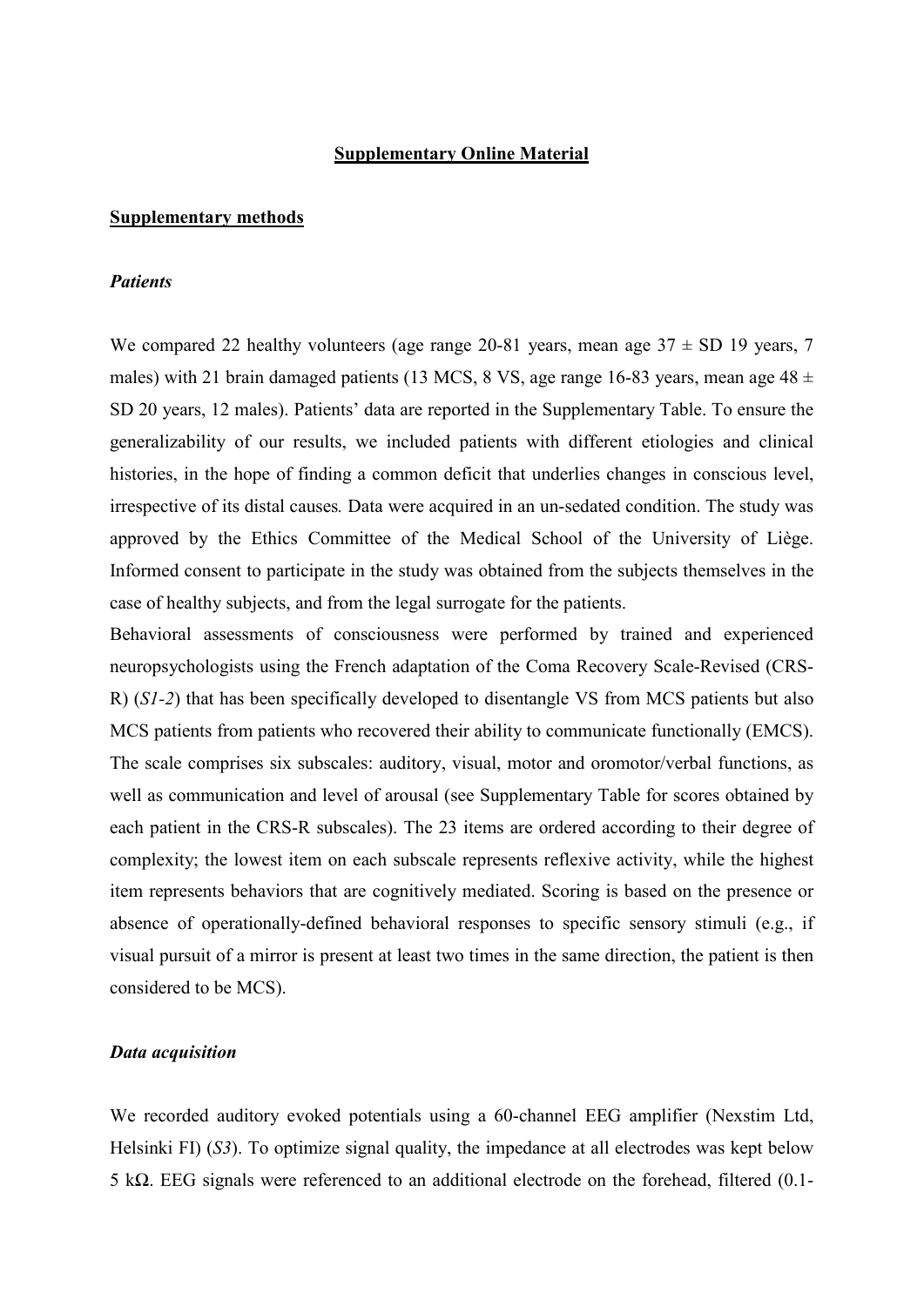## Supplementary Online Material

### Supplementary methods

#### *Patients*

We compared 22 healthy volunteers (age range 20-81 years, mean age 37 ± SD 19 years, 7 males) with 21 brain damaged patients (13 MCS, 8 VS, age range 16-83 years, mean age 48 ± SD 20 years, 12 males). Patients' data are reported in the Supplementary Table. To ensure the generalizability of our results, we included patients with different etiologies and clinical histories, in the hope of finding a common deficit that underlies changes in conscious level, irrespective of its distal causes*.* Data were acquired in an un-sedated condition. The study was approved by the Ethics Committee of the Medical School of the University of Liège. Informed consent to participate in the study was obtained from the subjects themselves in the case of healthy subjects, and from the legal surrogate for the patients.

Behavioral assessments of consciousness were performed by trained and experienced neuropsychologists using the French adaptation of the Coma Recovery Scale-Revised (CRS-R) (*S1-2*) that has been specifically developed to disentangle VS from MCS patients but also MCS patients from patients who recovered their ability to communicate functionally (EMCS). The scale comprises six subscales: auditory, visual, motor and oromotor/verbal functions, as well as communication and level of arousal (see Supplementary Table for scores obtained by each patient in the CRS-R subscales). The 23 items are ordered according to their degree of complexity; the lowest item on each subscale represents reflexive activity, while the highest item represents behaviors that are cognitively mediated. Scoring is based on the presence or absence of operationally-defined behavioral responses to specific sensory stimuli (e.g., if visual pursuit of a mirror is present at least two times in the same direction, the patient is then considered to be MCS).

#### *Data acquisition*

We recorded auditory evoked potentials using a 60-channel EEG amplifier (Nexstim Ltd, Helsinki FI) (*S3*). To optimize signal quality, the impedance at all electrodes was kept below 5 kΩ. EEG signals were referenced to an additional electrode on the forehead, filtered (0.1-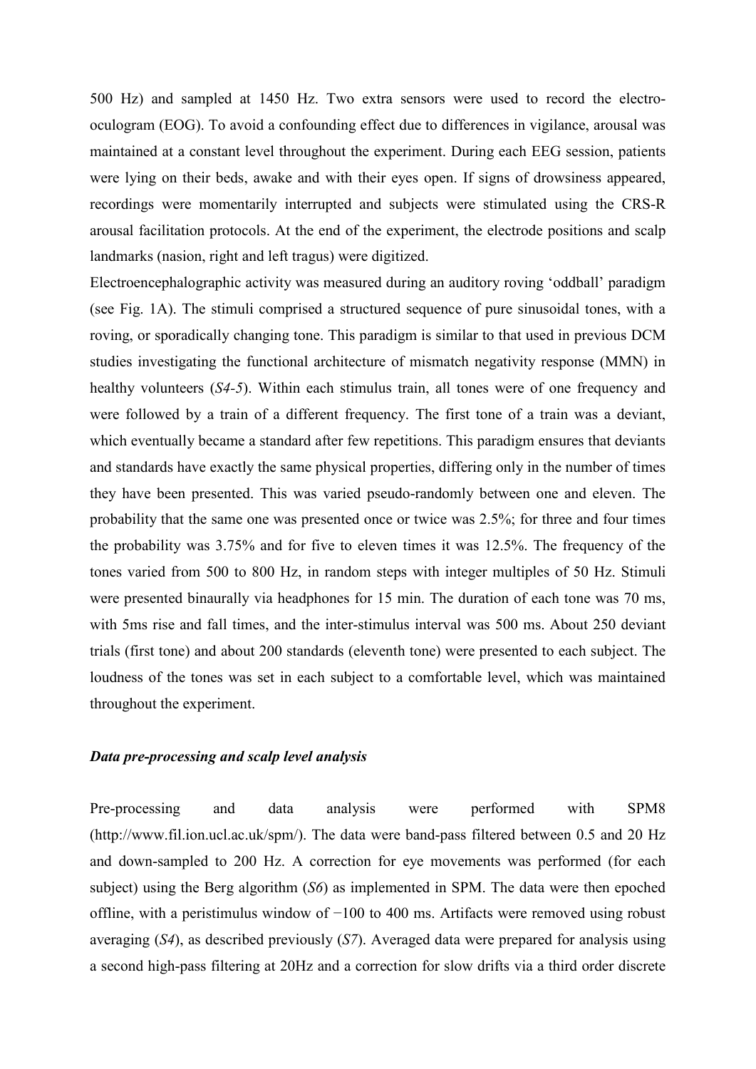500 Hz) and sampled at 1450 Hz. Two extra sensors were used to record the electro-oculogram (EOG). To avoid a confounding effect due to differences in vigilance, arousal was maintained at a constant level throughout the experiment. During each EEG session, patients were lying on their beds, awake and with their eyes open. If signs of drowsiness appeared, recordings were momentarily interrupted and subjects were stimulated using the CRS-R arousal facilitation protocols. At the end of the experiment, the electrode positions and scalp landmarks (nasion, right and left tragus) were digitized.

Electroencephalographic activity was measured during an auditory roving 'oddball' paradigm (see Fig. 1A). The stimuli comprised a structured sequence of pure sinusoidal tones, with a roving, or sporadically changing tone. This paradigm is similar to that used in previous DCM studies investigating the functional architecture of mismatch negativity response (MMN) in healthy volunteers (*S4-5*). Within each stimulus train, all tones were of one frequency and were followed by a train of a different frequency. The first tone of a train was a deviant, which eventually became a standard after few repetitions. This paradigm ensures that deviants and standards have exactly the same physical properties, differing only in the number of times they have been presented. This was varied pseudo-randomly between one and eleven. The probability that the same one was presented once or twice was 2.5%; for three and four times the probability was 3.75% and for five to eleven times it was 12.5%. The frequency of the tones varied from 500 to 800 Hz, in random steps with integer multiples of 50 Hz. Stimuli were presented binaurally via headphones for 15 min. The duration of each tone was 70 ms, with 5ms rise and fall times, and the inter-stimulus interval was 500 ms. About 250 deviant trials (first tone) and about 200 standards (eleventh tone) were presented to each subject. The loudness of the tones was set in each subject to a comfortable level, which was maintained throughout the experiment.

### *Data pre-processing and scalp level analysis*

Pre-processing and data analysis were performed with SPM8 (http://www.fil.ion.ucl.ac.uk/spm/). The data were band-pass filtered between 0.5 and 20 Hz and down-sampled to 200 Hz. A correction for eye movements was performed (for each subject) using the Berg algorithm (*S6*) as implemented in SPM. The data were then epoched offline, with a peristimulus window of −100 to 400 ms. Artifacts were removed using robust averaging (*S4*), as described previously (*S7*). Averaged data were prepared for analysis using a second high-pass filtering at 20Hz and a correction for slow drifts via a third order discrete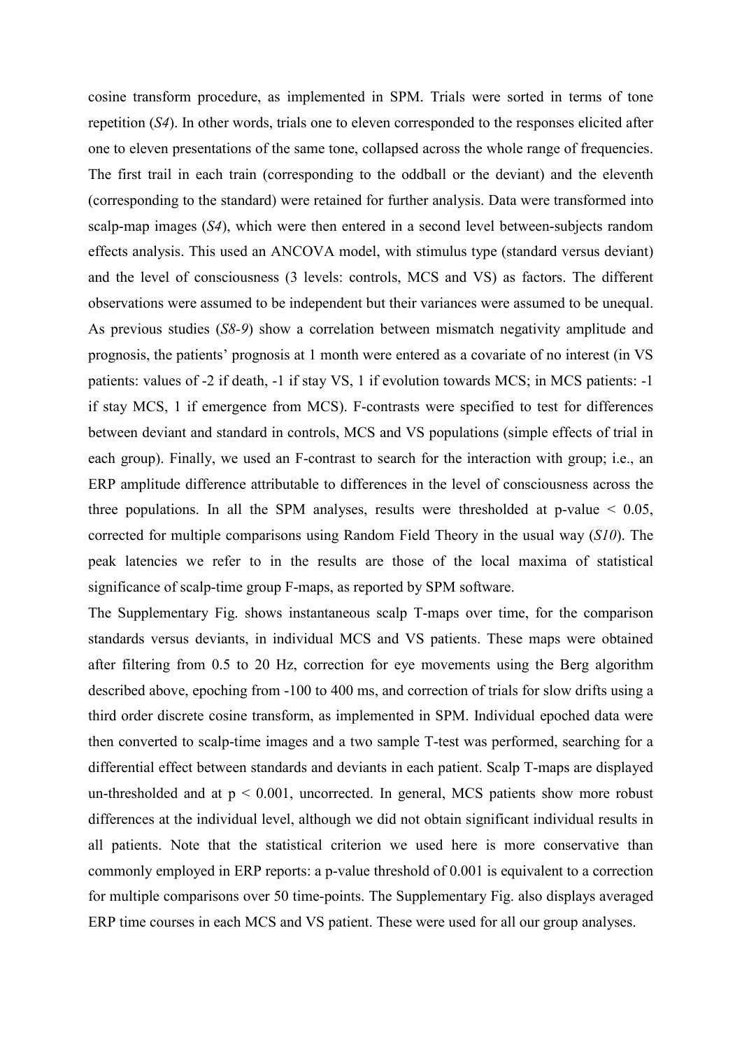cosine transform procedure, as implemented in SPM. Trials were sorted in terms of tone repetition (*S4*). In other words, trials one to eleven corresponded to the responses elicited after one to eleven presentations of the same tone, collapsed across the whole range of frequencies. The first trail in each train (corresponding to the oddball or the deviant) and the eleventh (corresponding to the standard) were retained for further analysis. Data were transformed into scalp-map images (*S4*), which were then entered in a second level between-subjects random effects analysis. This used an ANCOVA model, with stimulus type (standard versus deviant) and the level of consciousness (3 levels: controls, MCS and VS) as factors. The different observations were assumed to be independent but their variances were assumed to be unequal. As previous studies (*S8-9*) show a correlation between mismatch negativity amplitude and prognosis, the patients' prognosis at 1 month were entered as a covariate of no interest (in VS patients: values of -2 if death, -1 if stay VS, 1 if evolution towards MCS; in MCS patients: -1 if stay MCS, 1 if emergence from MCS). F-contrasts were specified to test for differences between deviant and standard in controls, MCS and VS populations (simple effects of trial in each group). Finally, we used an F-contrast to search for the interaction with group; i.e., an ERP amplitude difference attributable to differences in the level of consciousness across the three populations. In all the SPM analyses, results were thresholded at p-value $< 0.05$, corrected for multiple comparisons using Random Field Theory in the usual way (*S10*). The peak latencies we refer to in the results are those of the local maxima of statistical significance of scalp-time group F-maps, as reported by SPM software.

The Supplementary Fig. shows instantaneous scalp T-maps over time, for the comparison standards versus deviants, in individual MCS and VS patients. These maps were obtained after filtering from 0.5 to 20 Hz, correction for eye movements using the Berg algorithm described above, epoching from -100 to 400 ms, and correction of trials for slow drifts using a third order discrete cosine transform, as implemented in SPM. Individual epoched data were then converted to scalp-time images and a two sample T-test was performed, searching for a differential effect between standards and deviants in each patient. Scalp T-maps are displayed un-thresholded and at $p < 0.001$, uncorrected. In general, MCS patients show more robust differences at the individual level, although we did not obtain significant individual results in all patients. Note that the statistical criterion we used here is more conservative than commonly employed in ERP reports: a p-value threshold of 0.001 is equivalent to a correction for multiple comparisons over 50 time-points. The Supplementary Fig. also displays averaged ERP time courses in each MCS and VS patient. These were used for all our group analyses.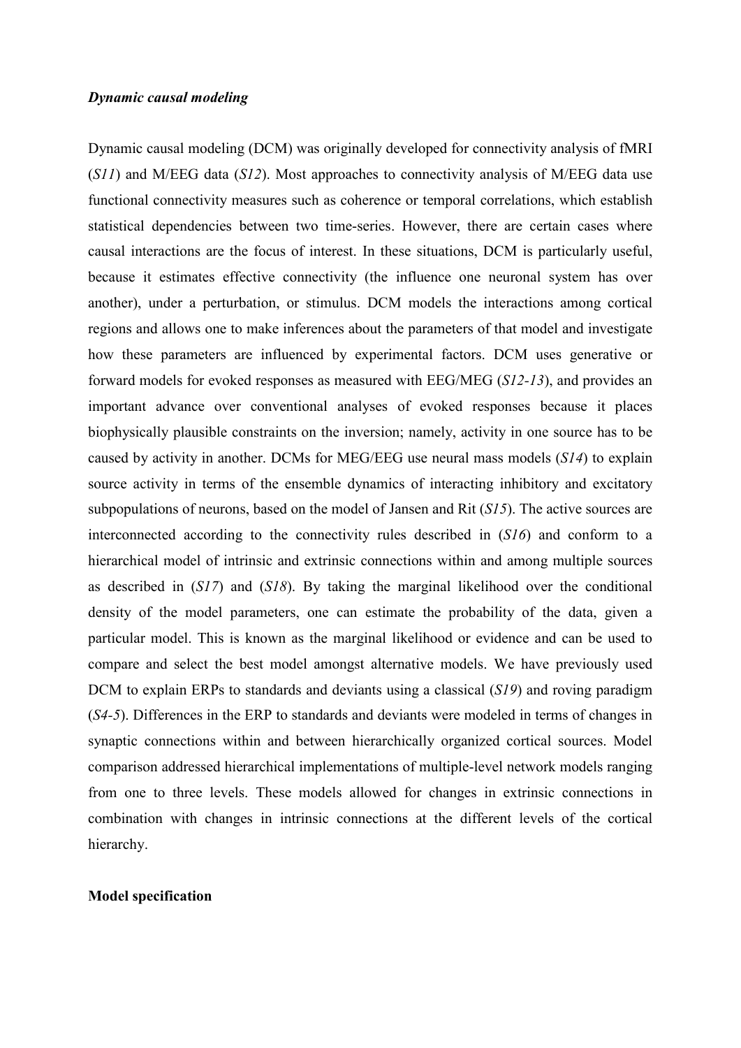### *Dynamic causal modeling*

Dynamic causal modeling (DCM) was originally developed for connectivity analysis of fMRI (*S11*) and M/EEG data (*S12*). Most approaches to connectivity analysis of M/EEG data use functional connectivity measures such as coherence or temporal correlations, which establish statistical dependencies between two time-series. However, there are certain cases where causal interactions are the focus of interest. In these situations, DCM is particularly useful, because it estimates effective connectivity (the influence one neuronal system has over another), under a perturbation, or stimulus. DCM models the interactions among cortical regions and allows one to make inferences about the parameters of that model and investigate how these parameters are influenced by experimental factors. DCM uses generative or forward models for evoked responses as measured with EEG/MEG (*S12-13*), and provides an important advance over conventional analyses of evoked responses because it places biophysically plausible constraints on the inversion; namely, activity in one source has to be caused by activity in another. DCMs for MEG/EEG use neural mass models (*S14*) to explain source activity in terms of the ensemble dynamics of interacting inhibitory and excitatory subpopulations of neurons, based on the model of Jansen and Rit (*S15*). The active sources are interconnected according to the connectivity rules described in (*S16*) and conform to a hierarchical model of intrinsic and extrinsic connections within and among multiple sources as described in (*S17*) and (*S18*). By taking the marginal likelihood over the conditional density of the model parameters, one can estimate the probability of the data, given a particular model. This is known as the marginal likelihood or evidence and can be used to compare and select the best model amongst alternative models. We have previously used DCM to explain ERPs to standards and deviants using a classical (*S19*) and roving paradigm (*S4-5*). Differences in the ERP to standards and deviants were modeled in terms of changes in synaptic connections within and between hierarchically organized cortical sources. Model comparison addressed hierarchical implementations of multiple-level network models ranging from one to three levels. These models allowed for changes in extrinsic connections in combination with changes in intrinsic connections at the different levels of the cortical hierarchy.

**Model specification**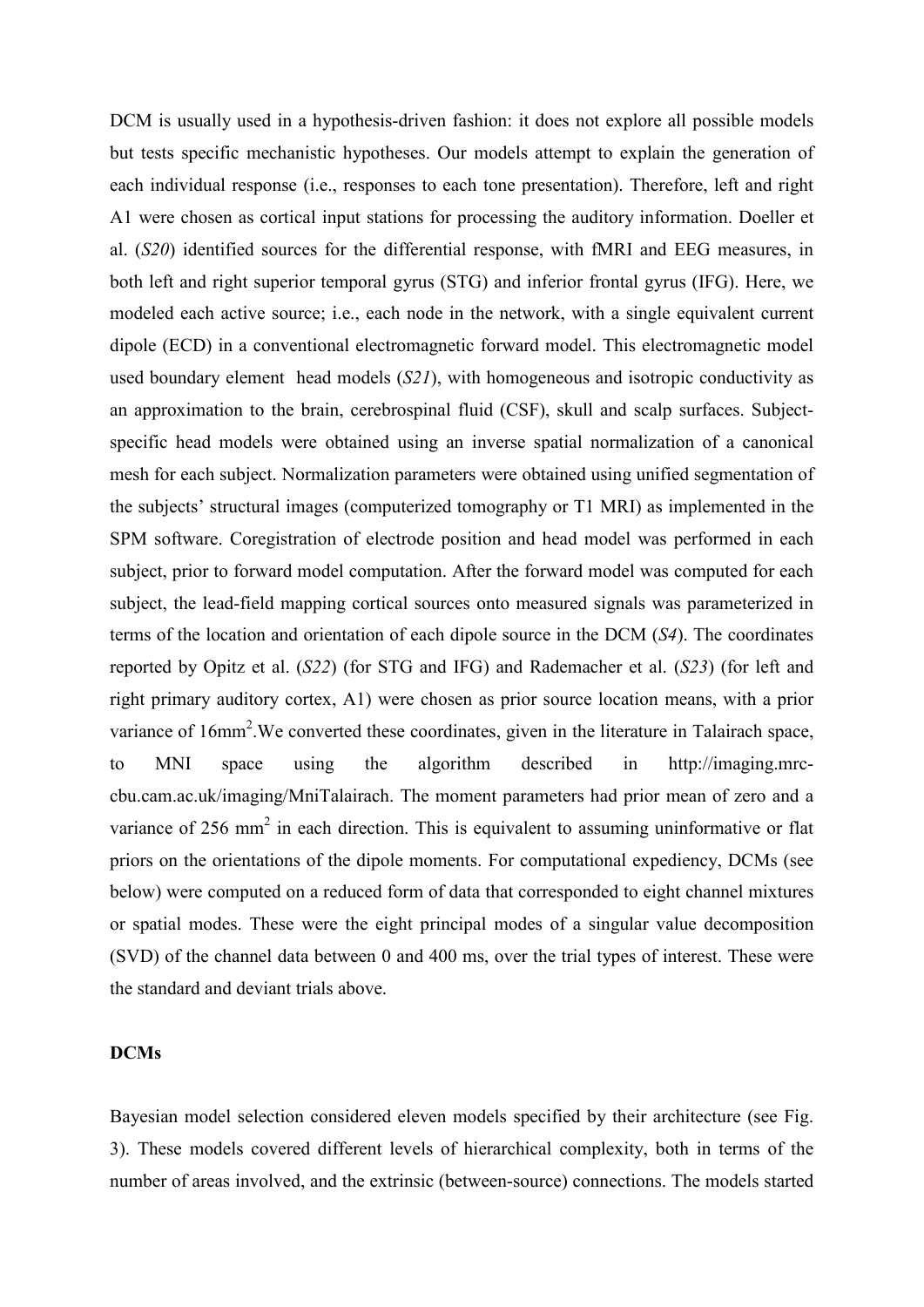DCM is usually used in a hypothesis-driven fashion: it does not explore all possible models but tests specific mechanistic hypotheses. Our models attempt to explain the generation of each individual response (i.e., responses to each tone presentation). Therefore, left and right A1 were chosen as cortical input stations for processing the auditory information. Doeller et al. (*S20*) identified sources for the differential response, with fMRI and EEG measures, in both left and right superior temporal gyrus (STG) and inferior frontal gyrus (IFG). Here, we modeled each active source; i.e., each node in the network, with a single equivalent current dipole (ECD) in a conventional electromagnetic forward model. This electromagnetic model used boundary element head models (*S21*), with homogeneous and isotropic conductivity as an approximation to the brain, cerebrospinal fluid (CSF), skull and scalp surfaces. Subject-specific head models were obtained using an inverse spatial normalization of a canonical mesh for each subject. Normalization parameters were obtained using unified segmentation of the subjects' structural images (computerized tomography or T1 MRI) as implemented in the SPM software. Coregistration of electrode position and head model was performed in each subject, prior to forward model computation. After the forward model was computed for each subject, the lead-field mapping cortical sources onto measured signals was parameterized in terms of the location and orientation of each dipole source in the DCM (*S4*). The coordinates reported by Opitz et al. (*S22*) (for STG and IFG) and Rademacher et al. (*S23*) (for left and right primary auditory cortex, A1) were chosen as prior source location means, with a prior variance of 16mm$^2$.We converted these coordinates, given in the literature in Talairach space, to MNI space using the algorithm described in http://imaging.mrc-cbu.cam.ac.uk/imaging/MniTalairach. The moment parameters had prior mean of zero and a variance of 256 mm$^2$ in each direction. This is equivalent to assuming uninformative or flat priors on the orientations of the dipole moments. For computational expediency, DCMs (see below) were computed on a reduced form of data that corresponded to eight channel mixtures or spatial modes. These were the eight principal modes of a singular value decomposition (SVD) of the channel data between 0 and 400 ms, over the trial types of interest. These were the standard and deviant trials above.

**DCMs**

Bayesian model selection considered eleven models specified by their architecture (see Fig. 3). These models covered different levels of hierarchical complexity, both in terms of the number of areas involved, and the extrinsic (between-source) connections. The models started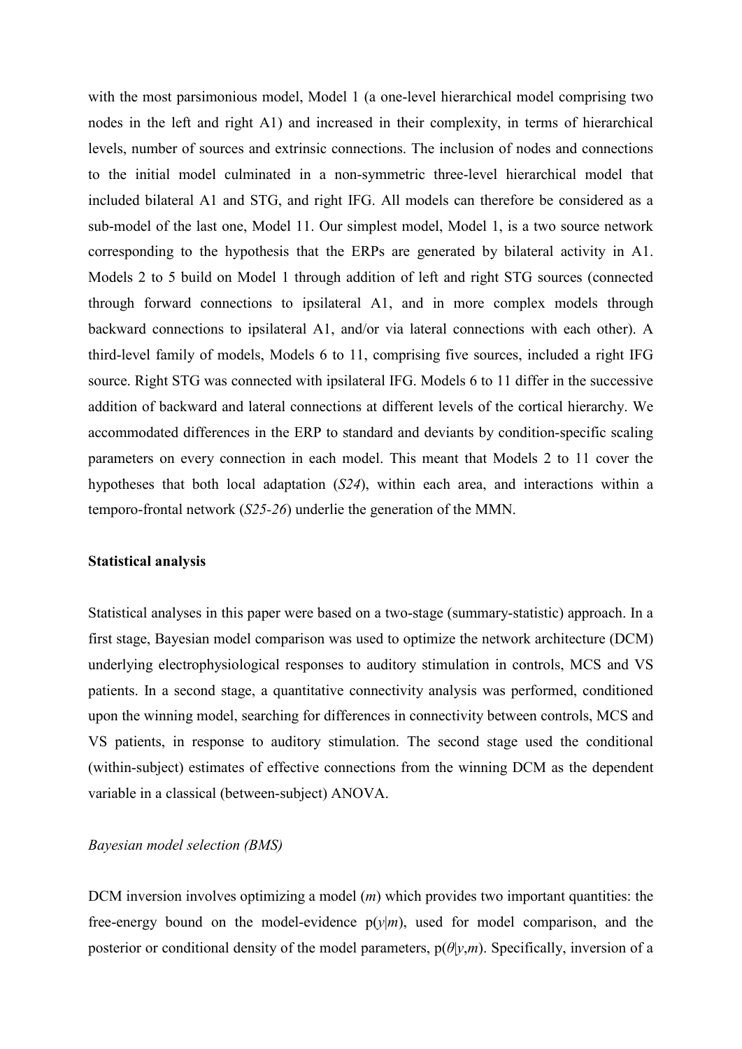with the most parsimonious model, Model 1 (a one-level hierarchical model comprising two nodes in the left and right A1) and increased in their complexity, in terms of hierarchical levels, number of sources and extrinsic connections. The inclusion of nodes and connections to the initial model culminated in a non-symmetric three-level hierarchical model that included bilateral A1 and STG, and right IFG. All models can therefore be considered as a sub-model of the last one, Model 11. Our simplest model, Model 1, is a two source network corresponding to the hypothesis that the ERPs are generated by bilateral activity in A1. Models 2 to 5 build on Model 1 through addition of left and right STG sources (connected through forward connections to ipsilateral A1, and in more complex models through backward connections to ipsilateral A1, and/or via lateral connections with each other). A third-level family of models, Models 6 to 11, comprising five sources, included a right IFG source. Right STG was connected with ipsilateral IFG. Models 6 to 11 differ in the successive addition of backward and lateral connections at different levels of the cortical hierarchy. We accommodated differences in the ERP to standard and deviants by condition-specific scaling parameters on every connection in each model. This meant that Models 2 to 11 cover the hypotheses that both local adaptation (*S24*), within each area, and interactions within a temporo-frontal network (*S25-26*) underlie the generation of the MMN.

**Statistical analysis**

Statistical analyses in this paper were based on a two-stage (summary-statistic) approach. In a first stage, Bayesian model comparison was used to optimize the network architecture (DCM) underlying electrophysiological responses to auditory stimulation in controls, MCS and VS patients. In a second stage, a quantitative connectivity analysis was performed, conditioned upon the winning model, searching for differences in connectivity between controls, MCS and VS patients, in response to auditory stimulation. The second stage used the conditional (within-subject) estimates of effective connections from the winning DCM as the dependent variable in a classical (between-subject) ANOVA.

*Bayesian model selection (BMS)*

DCM inversion involves optimizing a model ($m$) which provides two important quantities: the free-energy bound on the model-evidence $p(y|m)$, used for model comparison, and the posterior or conditional density of the model parameters, $p(\theta|y,m)$. Specifically, inversion of a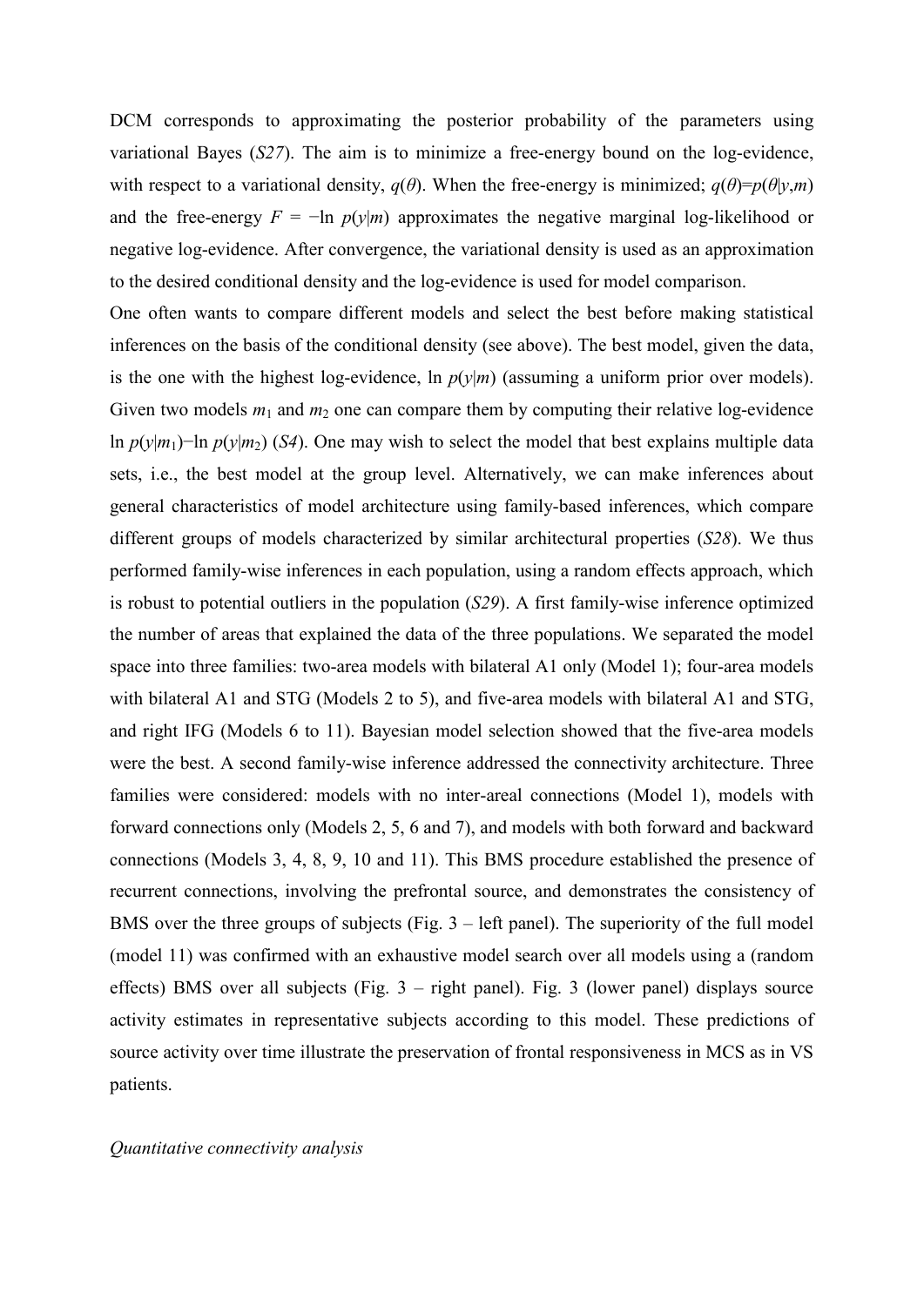DCM corresponds to approximating the posterior probability of the parameters using variational Bayes (*S27*). The aim is to minimize a free-energy bound on the log-evidence, with respect to a variational density, $q(\theta)$. When the free-energy is minimized; $q(\theta)=p(\theta|y,m)$ and the free-energy $F = -\ln p(y|m)$ approximates the negative marginal log-likelihood or negative log-evidence. After convergence, the variational density is used as an approximation to the desired conditional density and the log-evidence is used for model comparison.

One often wants to compare different models and select the best before making statistical inferences on the basis of the conditional density (see above). The best model, given the data, is the one with the highest log-evidence, $\ln p(y|m)$ (assuming a uniform prior over models). Given two models $m_1$ and $m_2$ one can compare them by computing their relative log-evidence $\ln p(y|m_1)-\ln p(y|m_2)$ (*S4*). One may wish to select the model that best explains multiple data sets, i.e., the best model at the group level. Alternatively, we can make inferences about general characteristics of model architecture using family-based inferences, which compare different groups of models characterized by similar architectural properties (*S28*). We thus performed family-wise inferences in each population, using a random effects approach, which is robust to potential outliers in the population (*S29*). A first family-wise inference optimized the number of areas that explained the data of the three populations. We separated the model space into three families: two-area models with bilateral A1 only (Model 1); four-area models with bilateral A1 and STG (Models 2 to 5), and five-area models with bilateral A1 and STG, and right IFG (Models 6 to 11). Bayesian model selection showed that the five-area models were the best. A second family-wise inference addressed the connectivity architecture. Three families were considered: models with no inter-areal connections (Model 1), models with forward connections only (Models 2, 5, 6 and 7), and models with both forward and backward connections (Models 3, 4, 8, 9, 10 and 11). This BMS procedure established the presence of recurrent connections, involving the prefrontal source, and demonstrates the consistency of BMS over the three groups of subjects (Fig. 3 – left panel). The superiority of the full model (model 11) was confirmed with an exhaustive model search over all models using a (random effects) BMS over all subjects (Fig. 3 – right panel). Fig. 3 (lower panel) displays source activity estimates in representative subjects according to this model. These predictions of source activity over time illustrate the preservation of frontal responsiveness in MCS as in VS patients.

*Quantitative connectivity analysis*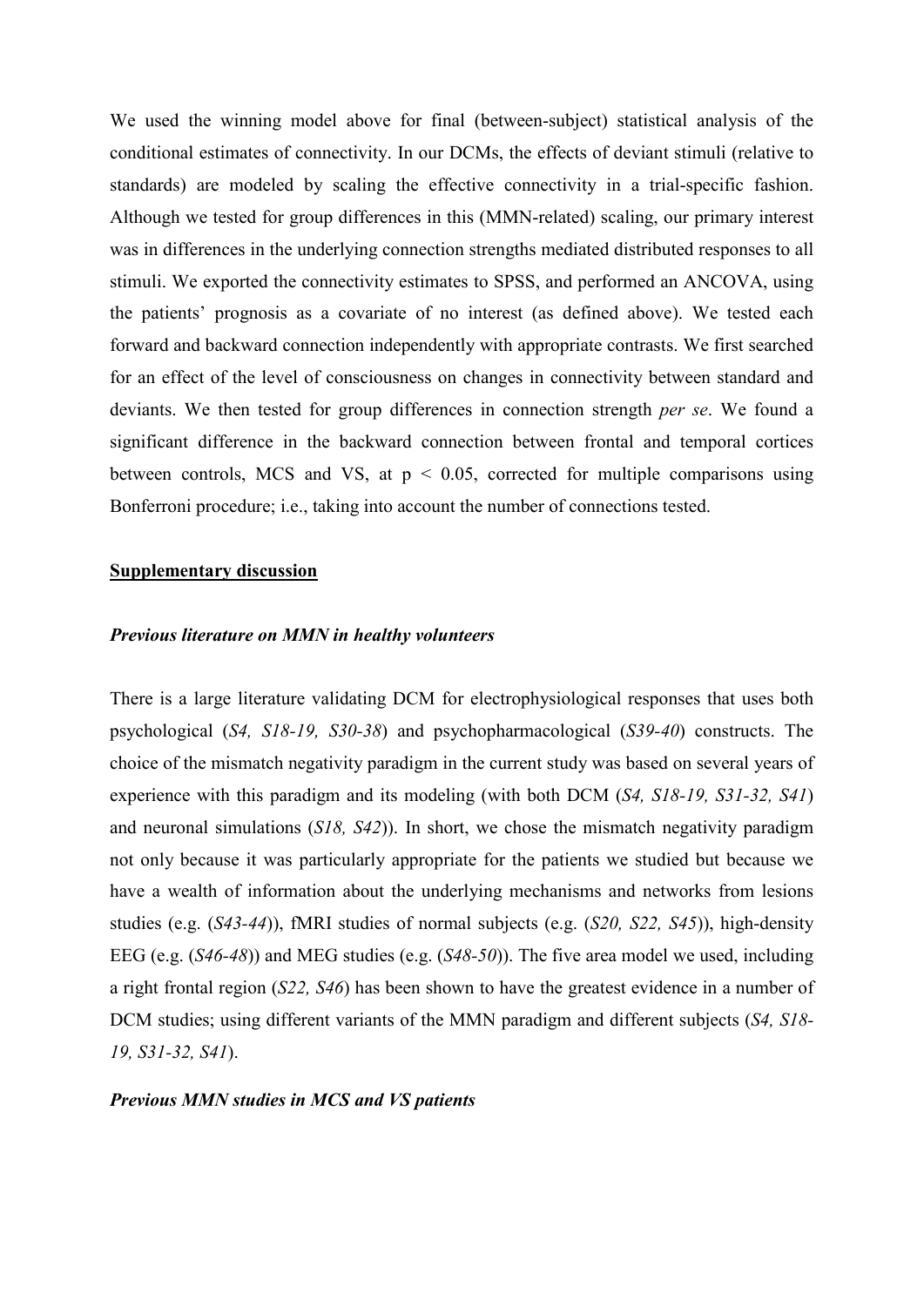We used the winning model above for final (between-subject) statistical analysis of the conditional estimates of connectivity. In our DCMs, the effects of deviant stimuli (relative to standards) are modeled by scaling the effective connectivity in a trial-specific fashion. Although we tested for group differences in this (MMN-related) scaling, our primary interest was in differences in the underlying connection strengths mediated distributed responses to all stimuli. We exported the connectivity estimates to SPSS, and performed an ANCOVA, using the patients' prognosis as a covariate of no interest (as defined above). We tested each forward and backward connection independently with appropriate contrasts. We first searched for an effect of the level of consciousness on changes in connectivity between standard and deviants. We then tested for group differences in connection strength *per se*. We found a significant difference in the backward connection between frontal and temporal cortices between controls, MCS and VS, at $p < 0.05$, corrected for multiple comparisons using Bonferroni procedure; i.e., taking into account the number of connections tested.

## Supplementary discussion

### *Previous literature on MMN in healthy volunteers*

There is a large literature validating DCM for electrophysiological responses that uses both psychological (*S4, S18-19, S30-38*) and psychopharmacological (*S39-40*) constructs. The choice of the mismatch negativity paradigm in the current study was based on several years of experience with this paradigm and its modeling (with both DCM (*S4, S18-19, S31-32, S41*) and neuronal simulations (*S18, S42*)). In short, we chose the mismatch negativity paradigm not only because it was particularly appropriate for the patients we studied but because we have a wealth of information about the underlying mechanisms and networks from lesions studies (e.g. (*S43-44*)), fMRI studies of normal subjects (e.g. (*S20, S22, S45*)), high-density EEG (e.g. (*S46-48*)) and MEG studies (e.g. (*S48-50*)). The five area model we used, including a right frontal region (*S22, S46*) has been shown to have the greatest evidence in a number of DCM studies; using different variants of the MMN paradigm and different subjects (*S4, S18-19, S31-32, S41*).

### *Previous MMN studies in MCS and VS patients*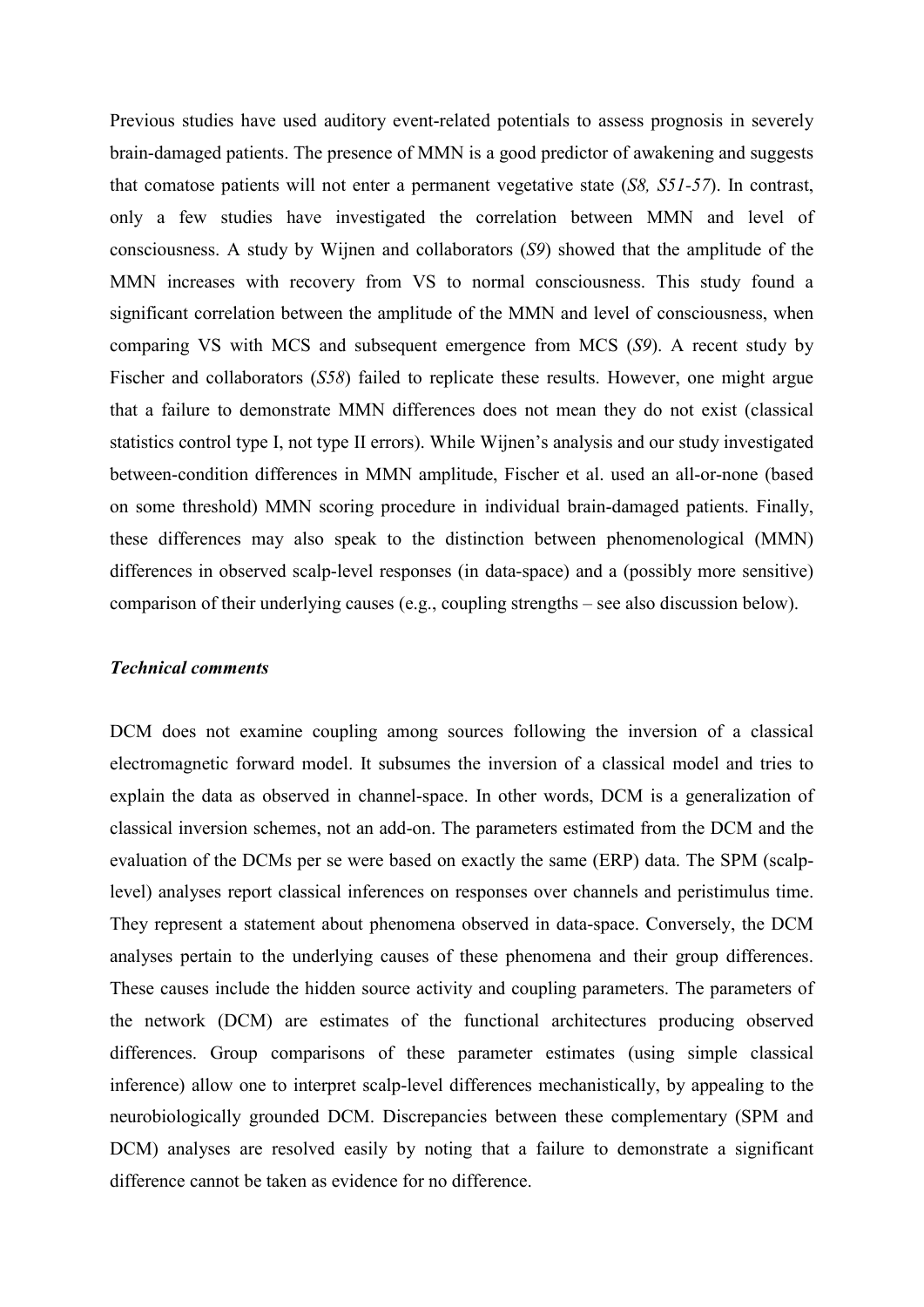Previous studies have used auditory event-related potentials to assess prognosis in severely brain-damaged patients. The presence of MMN is a good predictor of awakening and suggests that comatose patients will not enter a permanent vegetative state (*S8, S51-57*). In contrast, only a few studies have investigated the correlation between MMN and level of consciousness. A study by Wijnen and collaborators (*S9*) showed that the amplitude of the MMN increases with recovery from VS to normal consciousness. This study found a significant correlation between the amplitude of the MMN and level of consciousness, when comparing VS with MCS and subsequent emergence from MCS (*S9*). A recent study by Fischer and collaborators (*S58*) failed to replicate these results. However, one might argue that a failure to demonstrate MMN differences does not mean they do not exist (classical statistics control type I, not type II errors). While Wijnen's analysis and our study investigated between-condition differences in MMN amplitude, Fischer et al. used an all-or-none (based on some threshold) MMN scoring procedure in individual brain-damaged patients. Finally, these differences may also speak to the distinction between phenomenological (MMN) differences in observed scalp-level responses (in data-space) and a (possibly more sensitive) comparison of their underlying causes (e.g., coupling strengths – see also discussion below).

### *Technical comments*

DCM does not examine coupling among sources following the inversion of a classical electromagnetic forward model. It subsumes the inversion of a classical model and tries to explain the data as observed in channel-space. In other words, DCM is a generalization of classical inversion schemes, not an add-on. The parameters estimated from the DCM and the evaluation of the DCMs per se were based on exactly the same (ERP) data. The SPM (scalp-level) analyses report classical inferences on responses over channels and peristimulus time. They represent a statement about phenomena observed in data-space. Conversely, the DCM analyses pertain to the underlying causes of these phenomena and their group differences. These causes include the hidden source activity and coupling parameters. The parameters of the network (DCM) are estimates of the functional architectures producing observed differences. Group comparisons of these parameter estimates (using simple classical inference) allow one to interpret scalp-level differences mechanistically, by appealing to the neurobiologically grounded DCM. Discrepancies between these complementary (SPM and DCM) analyses are resolved easily by noting that a failure to demonstrate a significant difference cannot be taken as evidence for no difference.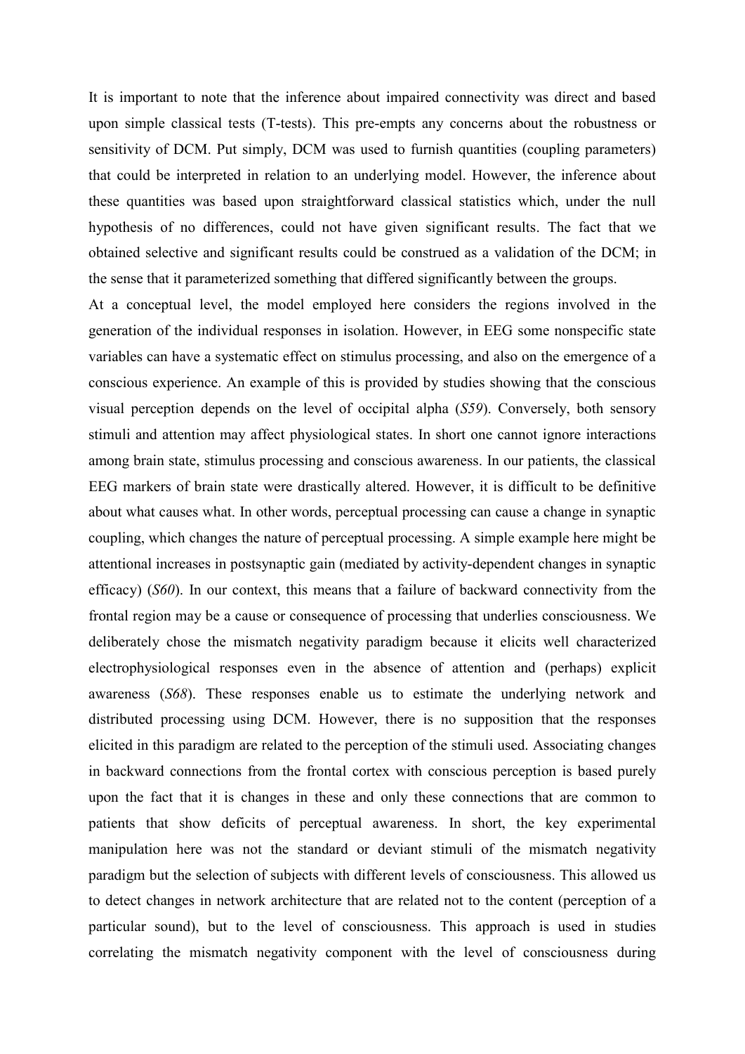It is important to note that the inference about impaired connectivity was direct and based upon simple classical tests (T-tests). This pre-empts any concerns about the robustness or sensitivity of DCM. Put simply, DCM was used to furnish quantities (coupling parameters) that could be interpreted in relation to an underlying model. However, the inference about these quantities was based upon straightforward classical statistics which, under the null hypothesis of no differences, could not have given significant results. The fact that we obtained selective and significant results could be construed as a validation of the DCM; in the sense that it parameterized something that differed significantly between the groups.

At a conceptual level, the model employed here considers the regions involved in the generation of the individual responses in isolation. However, in EEG some nonspecific state variables can have a systematic effect on stimulus processing, and also on the emergence of a conscious experience. An example of this is provided by studies showing that the conscious visual perception depends on the level of occipital alpha (*S59*). Conversely, both sensory stimuli and attention may affect physiological states. In short one cannot ignore interactions among brain state, stimulus processing and conscious awareness. In our patients, the classical EEG markers of brain state were drastically altered. However, it is difficult to be definitive about what causes what. In other words, perceptual processing can cause a change in synaptic coupling, which changes the nature of perceptual processing. A simple example here might be attentional increases in postsynaptic gain (mediated by activity-dependent changes in synaptic efficacy) (*S60*). In our context, this means that a failure of backward connectivity from the frontal region may be a cause or consequence of processing that underlies consciousness. We deliberately chose the mismatch negativity paradigm because it elicits well characterized electrophysiological responses even in the absence of attention and (perhaps) explicit awareness (*S68*). These responses enable us to estimate the underlying network and distributed processing using DCM. However, there is no supposition that the responses elicited in this paradigm are related to the perception of the stimuli used. Associating changes in backward connections from the frontal cortex with conscious perception is based purely upon the fact that it is changes in these and only these connections that are common to patients that show deficits of perceptual awareness. In short, the key experimental manipulation here was not the standard or deviant stimuli of the mismatch negativity paradigm but the selection of subjects with different levels of consciousness. This allowed us to detect changes in network architecture that are related not to the content (perception of a particular sound), but to the level of consciousness. This approach is used in studies correlating the mismatch negativity component with the level of consciousness during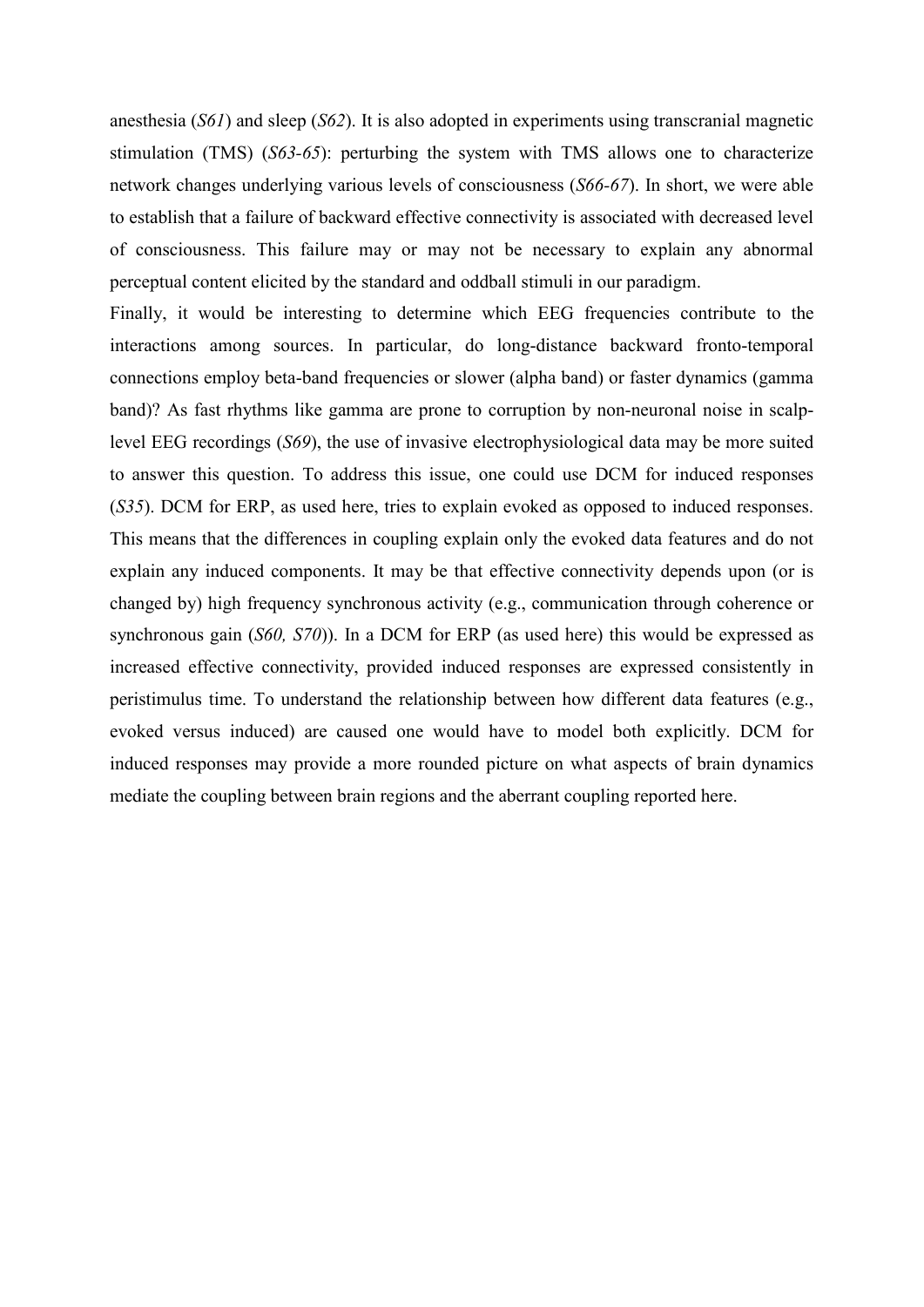anesthesia (*S61*) and sleep (*S62*). It is also adopted in experiments using transcranial magnetic stimulation (TMS) (*S63-65*): perturbing the system with TMS allows one to characterize network changes underlying various levels of consciousness (*S66-67*). In short, we were able to establish that a failure of backward effective connectivity is associated with decreased level of consciousness. This failure may or may not be necessary to explain any abnormal perceptual content elicited by the standard and oddball stimuli in our paradigm.

Finally, it would be interesting to determine which EEG frequencies contribute to the interactions among sources. In particular, do long-distance backward fronto-temporal connections employ beta-band frequencies or slower (alpha band) or faster dynamics (gamma band)? As fast rhythms like gamma are prone to corruption by non-neuronal noise in scalp-level EEG recordings (*S69*), the use of invasive electrophysiological data may be more suited to answer this question. To address this issue, one could use DCM for induced responses (*S35*). DCM for ERP, as used here, tries to explain evoked as opposed to induced responses. This means that the differences in coupling explain only the evoked data features and do not explain any induced components. It may be that effective connectivity depends upon (or is changed by) high frequency synchronous activity (e.g., communication through coherence or synchronous gain (*S60, S70*)). In a DCM for ERP (as used here) this would be expressed as increased effective connectivity, provided induced responses are expressed consistently in peristimulus time. To understand the relationship between how different data features (e.g., evoked versus induced) are caused one would have to model both explicitly. DCM for induced responses may provide a more rounded picture on what aspects of brain dynamics mediate the coupling between brain regions and the aberrant coupling reported here.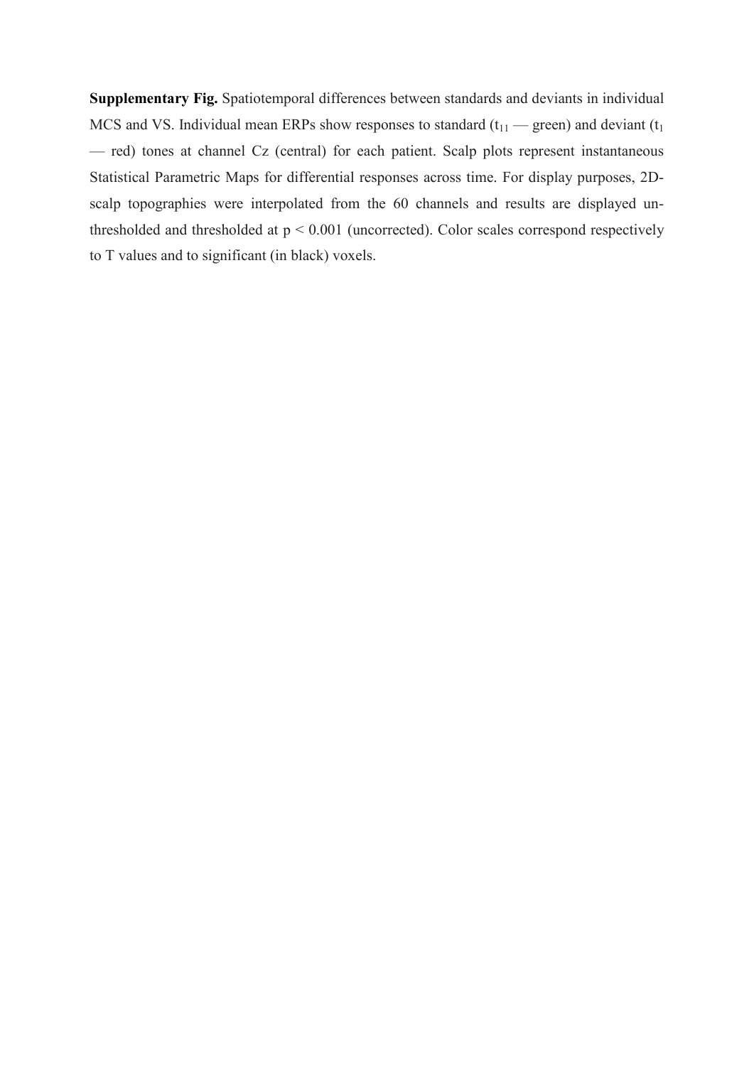**Supplementary Fig.** Spatiotemporal differences between standards and deviants in individual MCS and VS. Individual mean ERPs show responses to standard ($t_{11}$ — green) and deviant ($t_1$ — red) tones at channel Cz (central) for each patient. Scalp plots represent instantaneous Statistical Parametric Maps for differential responses across time. For display purposes, 2D-scalp topographies were interpolated from the 60 channels and results are displayed un-thresholded and thresholded at $p < 0.001$ (uncorrected). Color scales correspond respectively to T values and to significant (in black) voxels.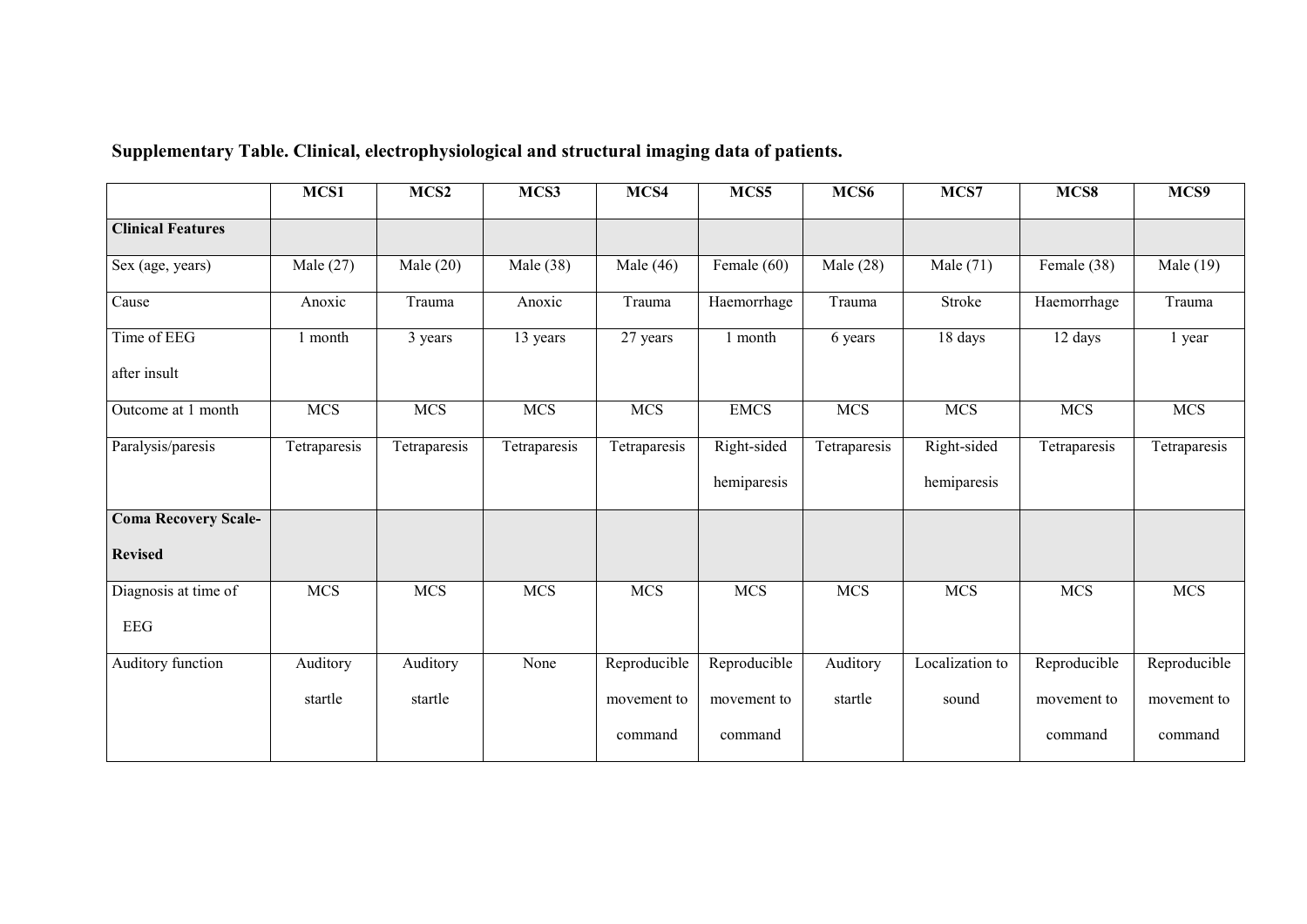**Supplementary Table. Clinical, electrophysiological and structural imaging data of patients.**

| | MCS1 | MCS2 | MCS3 | MCS4 | MCS5 | MCS6 | MCS7 | MCS8 | MCS9 |
|---|---|---|---|---|---|---|---|---|---|
| **Clinical Features** | | | | | | | | | |
| Sex (age, years) | Male (27) | Male (20) | Male (38) | Male (46) | Female (60) | Male (28) | Male (71) | Female (38) | Male (19) |
| Cause | Anoxic | Trauma | Anoxic | Trauma | Haemorrhage | Trauma | Stroke | Haemorrhage | Trauma |
| Time of EEG after insult | 1 month | 3 years | 13 years | 27 years | 1 month | 6 years | 18 days | 12 days | 1 year |
| Outcome at 1 month | MCS | MCS | MCS | MCS | EMCS | MCS | MCS | MCS | MCS |
| Paralysis/paresis | Tetraparesis | Tetraparesis | Tetraparesis | Tetraparesis | Right-sided hemiparesis | Tetraparesis | Right-sided hemiparesis | Tetraparesis | Tetraparesis |
| **Coma Recovery Scale-Revised** | | | | | | | | | |
| Diagnosis at time of EEG | MCS | MCS | MCS | MCS | MCS | MCS | MCS | MCS | MCS |
| Auditory function | Auditory startle | Auditory startle | None | Reproducible movement to command | Reproducible movement to command | Auditory startle | Localization to sound | Reproducible movement to command | Reproducible movement to command |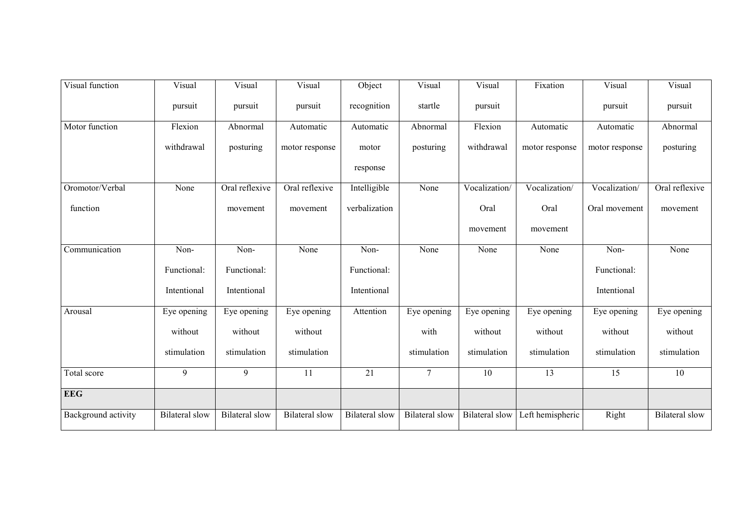| Visual function | Visual pursuit | Visual pursuit | Visual pursuit | Object recognition | Visual startle | Visual pursuit | Fixation | Visual pursuit | Visual pursuit |
|---|---|---|---|---|---|---|---|---|---|
| Motor function | Flexion withdrawal | Abnormal posturing | Automatic motor response | Automatic motor response | Abnormal posturing | Flexion withdrawal | Automatic motor response | Automatic motor response | Abnormal posturing |
| Oromotor/Verbal function | None | Oral reflexive movement | Oral reflexive movement | Intelligible verbalization | None | Vocalization/ Oral movement | Vocalization/ Oral movement | Vocalization/ Oral movement | Oral reflexive movement |
| Communication | Non-Functional: Intentional | Non-Functional: Intentional | None | Non-Functional: Intentional | None | None | None | Non-Functional: Intentional | None |
| Arousal | Eye opening without stimulation | Eye opening without stimulation | Eye opening without stimulation | Attention | Eye opening with stimulation | Eye opening without stimulation | Eye opening without stimulation | Eye opening without stimulation | Eye opening without stimulation |
| Total score | 9 | 9 | 11 | 21 | 7 | 10 | 13 | 15 | 10 |
| **EEG** | | | | | | | | | |
| Background activity | Bilateral slow | Bilateral slow | Bilateral slow | Bilateral slow | Bilateral slow | Bilateral slow | Left hemispheric | Right | Bilateral slow |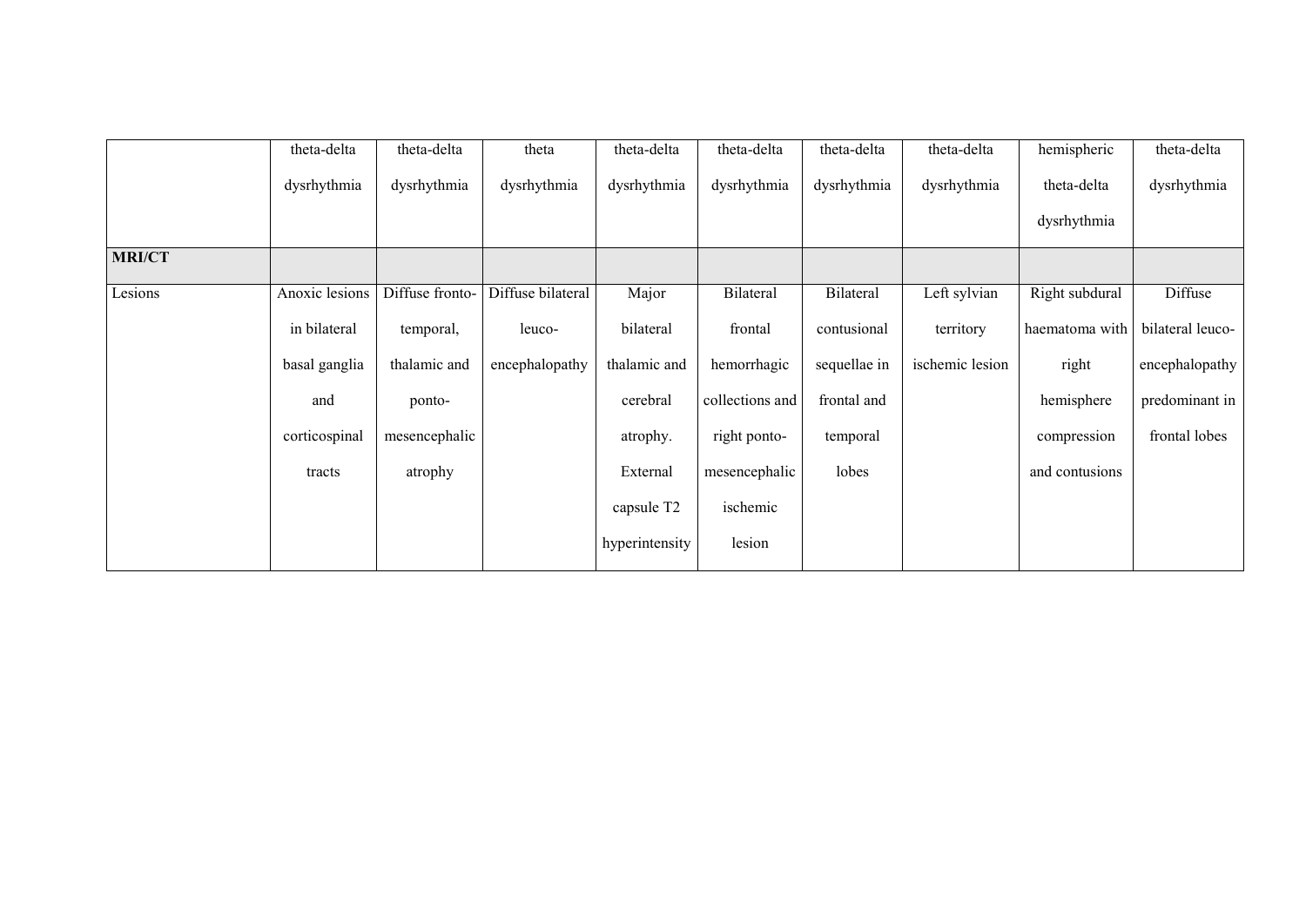| | | | | | | | | | |
|---|---|---|---|---|---|---|---|---|---|
| | theta-delta dysrhythmia | theta-delta dysrhythmia | theta dysrhythmia | theta-delta dysrhythmia | theta-delta dysrhythmia | theta-delta dysrhythmia | theta-delta dysrhythmia | hemispheric theta-delta dysrhythmia | theta-delta dysrhythmia |
| **MRI/CT** | | | | | | | | | |
| Lesions | Anoxic lesions in bilateral basal ganglia and corticospinal tracts | Diffuse fronto-temporal, thalamic and ponto-mesencephalic atrophy | Diffuse bilateral leuco-encephalopathy | Major bilateral thalamic and cerebral atrophy. External capsule T2 hyperintensity | Bilateral frontal hemorrhagic collections and right ponto-mesencephalic ischemic lesion | Bilateral contusional sequellae in frontal and temporal lobes | Left sylvian territory ischemic lesion | Right subdural haematoma with right hemisphere compression and contusions | Diffuse bilateral leuco-encephalopathy predominant in frontal lobes |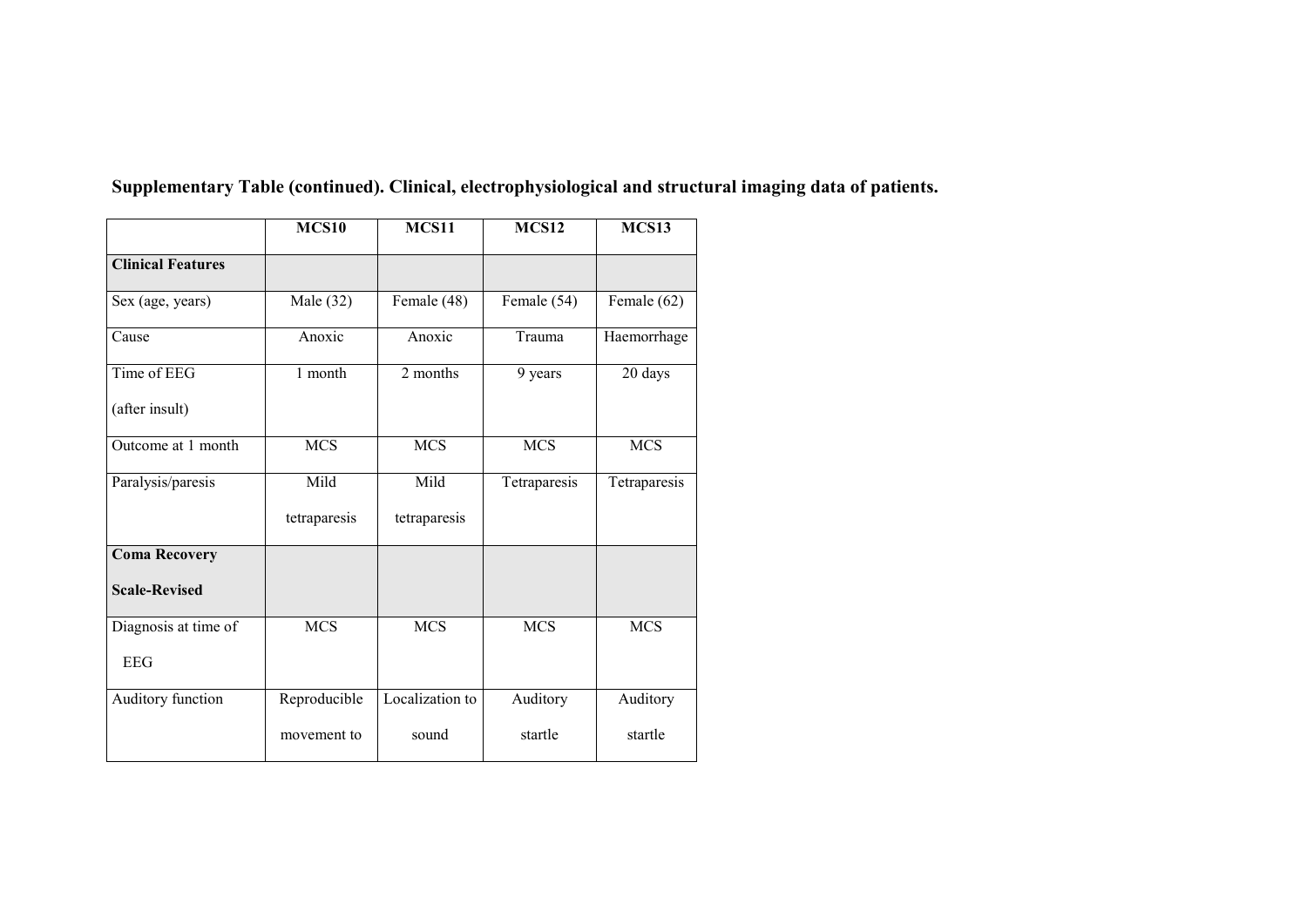**Supplementary Table (continued). Clinical, electrophysiological and structural imaging data of patients.**

| | MCS10 | MCS11 | MCS12 | MCS13 |
|---|---|---|---|---|
| **Clinical Features** | | | | |
| Sex (age, years) | Male (32) | Female (48) | Female (54) | Female (62) |
| Cause | Anoxic | Anoxic | Trauma | Haemorrhage |
| Time of EEG (after insult) | 1 month | 2 months | 9 years | 20 days |
| Outcome at 1 month | MCS | MCS | MCS | MCS |
| Paralysis/paresis | Mild tetraparesis | Mild tetraparesis | Tetraparesis | Tetraparesis |
| **Coma Recovery Scale-Revised** | | | | |
| Diagnosis at time of EEG | MCS | MCS | MCS | MCS |
| Auditory function | Reproducible movement to | Localization to sound | Auditory startle | Auditory startle |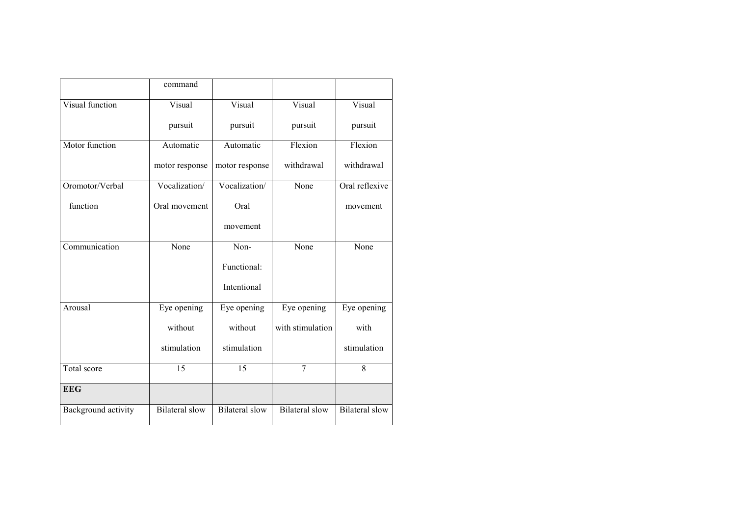|  | command |  |  |  |
| --- | --- | --- | --- | --- |
| Visual function | Visual pursuit | Visual pursuit | Visual pursuit | Visual pursuit |
| Motor function | Automatic motor response | Automatic motor response | Flexion withdrawal | Flexion withdrawal |
| Oromotor/Verbal function | Vocalization/ Oral movement | Vocalization/ Oral movement | None | Oral reflexive movement |
| Communication | None | Non-Functional: Intentional | None | None |
| Arousal | Eye opening without stimulation | Eye opening without stimulation | Eye opening with stimulation | Eye opening with stimulation |
| Total score | 15 | 15 | 7 | 8 |
| **EEG** |  |  |  |  |
| Background activity | Bilateral slow | Bilateral slow | Bilateral slow | Bilateral slow |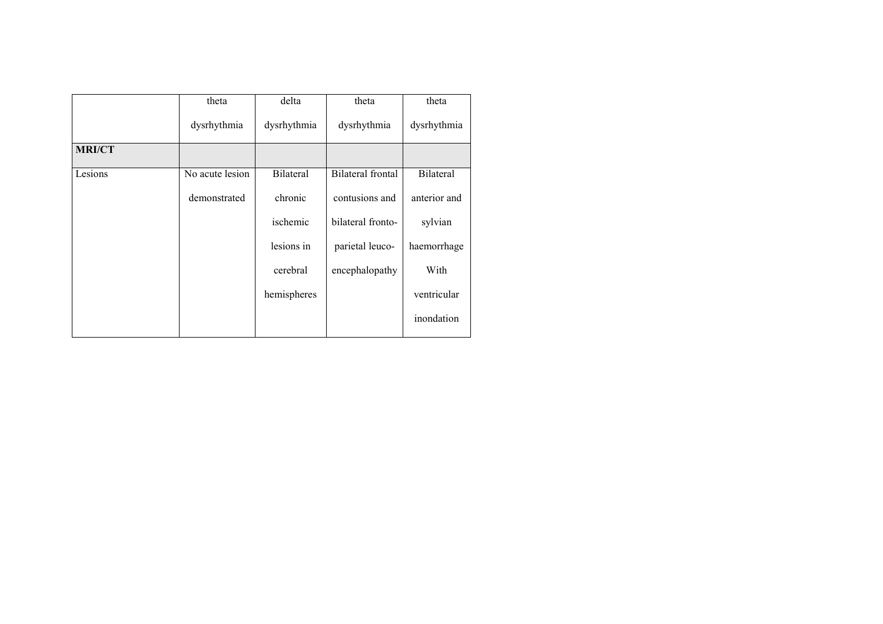| | theta dysrhythmia | delta dysrhythmia | theta dysrhythmia | theta dysrhythmia |
|---|---|---|---|---|
| **MRI/CT** | | | | |
| Lesions | No acute lesion demonstrated | Bilateral chronic ischemic lesions in cerebral hemispheres | Bilateral frontal contusions and bilateral fronto-parietal leuco-encephalopathy | Bilateral anterior and sylvian haemorrhage With ventricular inondation |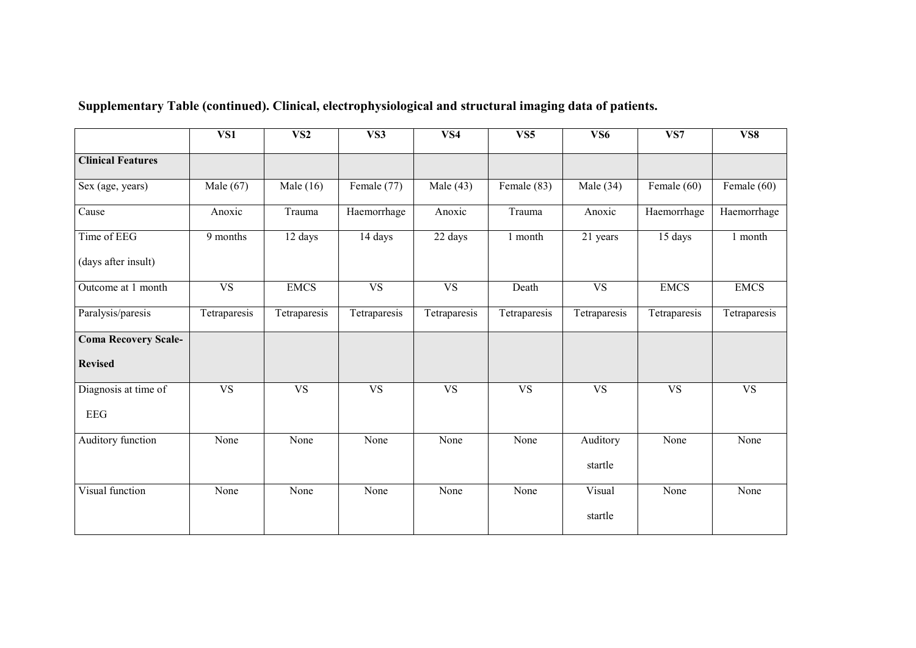**Supplementary Table (continued). Clinical, electrophysiological and structural imaging data of patients.**

| | VS1 | VS2 | VS3 | VS4 | VS5 | VS6 | VS7 | VS8 |
|---|---|---|---|---|---|---|---|---|
| **Clinical Features** | | | | | | | | |
| Sex (age, years) | Male (67) | Male (16) | Female (77) | Male (43) | Female (83) | Male (34) | Female (60) | Female (60) |
| Cause | Anoxic | Trauma | Haemorrhage | Anoxic | Trauma | Anoxic | Haemorrhage | Haemorrhage |
| Time of EEG (days after insult) | 9 months | 12 days | 14 days | 22 days | 1 month | 21 years | 15 days | 1 month |
| Outcome at 1 month | VS | EMCS | VS | VS | Death | VS | EMCS | EMCS |
| Paralysis/paresis | Tetraparesis | Tetraparesis | Tetraparesis | Tetraparesis | Tetraparesis | Tetraparesis | Tetraparesis | Tetraparesis |
| **Coma Recovery Scale-Revised** | | | | | | | | |
| Diagnosis at time of EEG | VS | VS | VS | VS | VS | VS | VS | VS |
| Auditory function | None | None | None | None | None | Auditory startle | None | None |
| Visual function | None | None | None | None | None | Visual startle | None | None |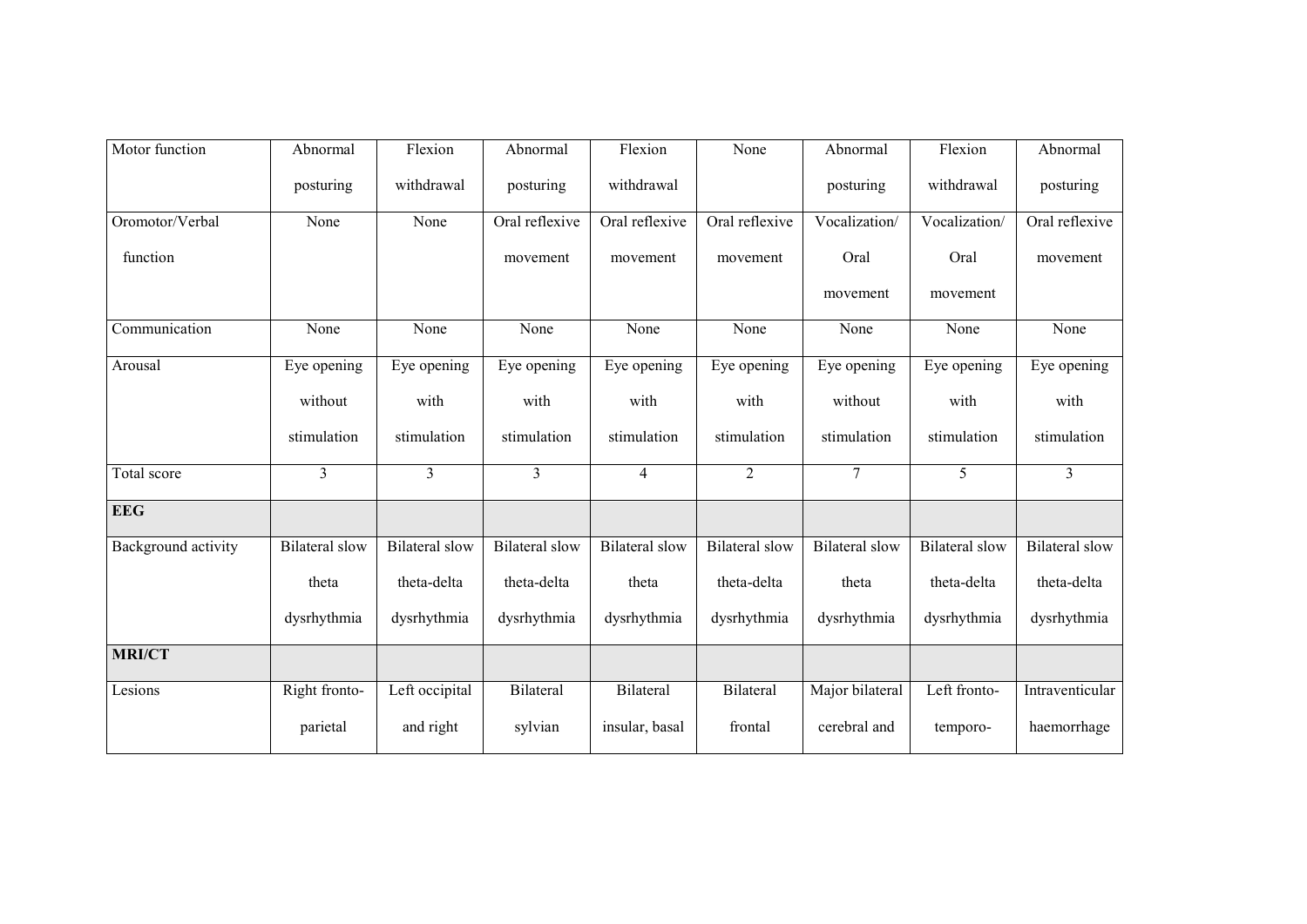| Motor function | Abnormal posturing | Flexion withdrawal | Abnormal posturing | Flexion withdrawal | None | Abnormal posturing | Flexion withdrawal | Abnormal posturing |
|---|---|---|---|---|---|---|---|---|
| Oromotor/Verbal function | None | None | Oral reflexive movement | Oral reflexive movement | Oral reflexive movement | Vocalization/ Oral movement | Vocalization/ Oral movement | Oral reflexive movement |
| Communication | None | None | None | None | None | None | None | None |
| Arousal | Eye opening without stimulation | Eye opening with stimulation | Eye opening with stimulation | Eye opening with stimulation | Eye opening with stimulation | Eye opening without stimulation | Eye opening with stimulation | Eye opening with stimulation |
| Total score | 3 | 3 | 3 | 4 | 2 | 7 | 5 | 3 |
| **EEG** | | | | | | | | |
| Background activity | Bilateral slow theta dysrhythmia | Bilateral slow theta-delta dysrhythmia | Bilateral slow theta-delta dysrhythmia | Bilateral slow theta dysrhythmia | Bilateral slow theta-delta dysrhythmia | Bilateral slow theta dysrhythmia | Bilateral slow theta-delta dysrhythmia | Bilateral slow theta-delta dysrhythmia |
| **MRI/CT** | | | | | | | | |
| Lesions | Right fronto-parietal | Left occipital and right | Bilateral sylvian | Bilateral insular, basal | Bilateral frontal | Major bilateral cerebral and | Left fronto-temporo- | Intraventicular haemorrhage |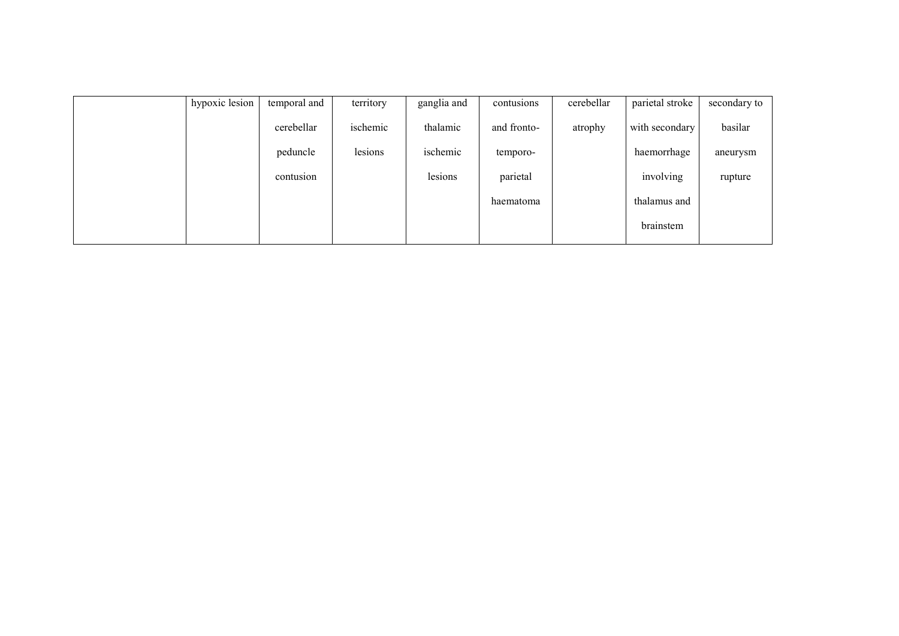| | | | | | | | | |
|---|---|---|---|---|---|---|---|---|
| | hypoxic lesion | temporal and cerebellar peduncle contusion | territory ischemic lesions | ganglia and thalamic ischemic lesions | contusions and fronto-temporo-parietal haematoma | cerebellar atrophy | parietal stroke with secondary haemorrhage involving thalamus and brainstem | secondary to basilar aneurysm rupture |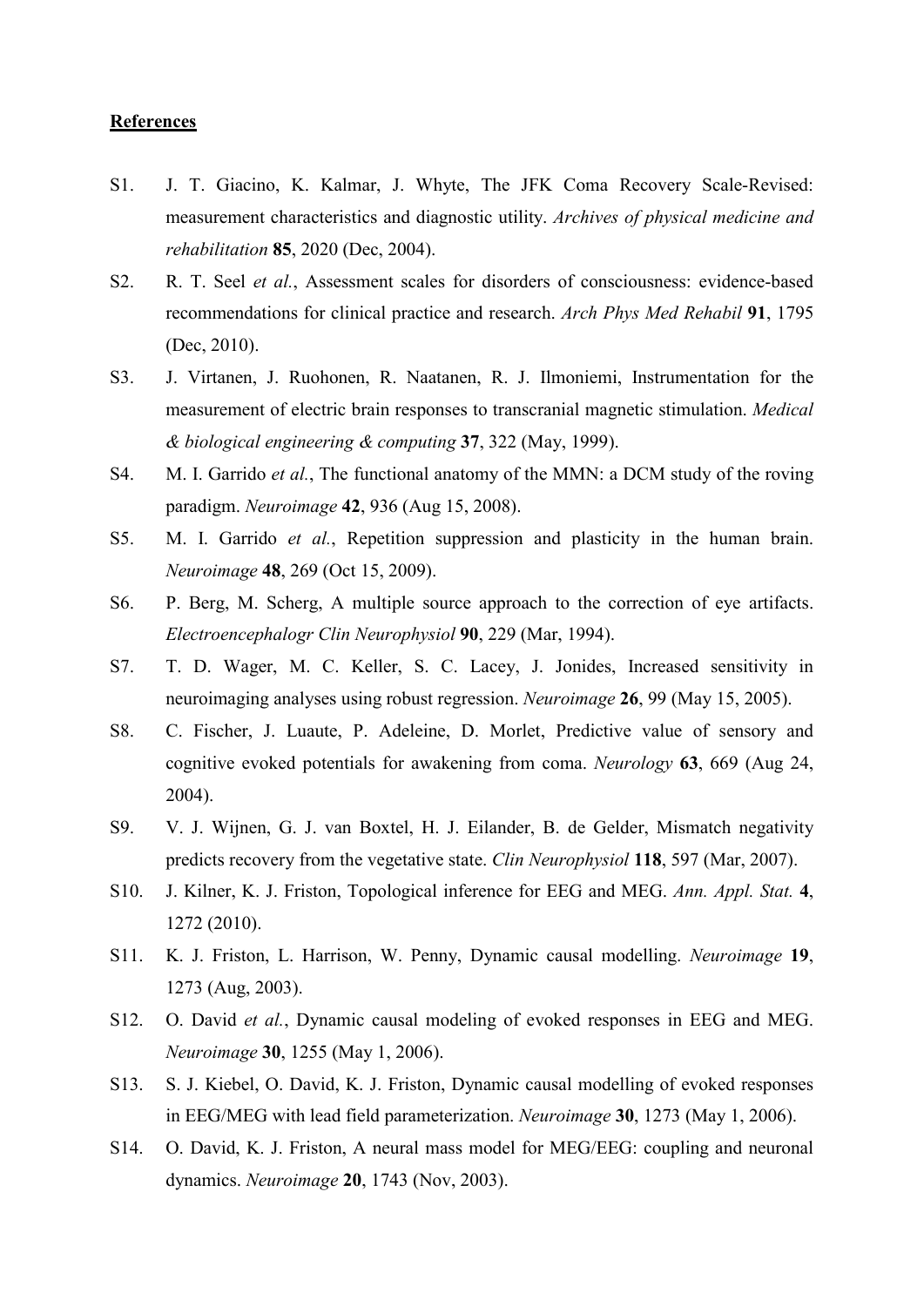## References

S1. J. T. Giacino, K. Kalmar, J. Whyte, The JFK Coma Recovery Scale-Revised: measurement characteristics and diagnostic utility. *Archives of physical medicine and rehabilitation* **85**, 2020 (Dec, 2004).

S2. R. T. Seel *et al.*, Assessment scales for disorders of consciousness: evidence-based recommendations for clinical practice and research. *Arch Phys Med Rehabil* **91**, 1795 (Dec, 2010).

S3. J. Virtanen, J. Ruohonen, R. Naatanen, R. J. Ilmoniemi, Instrumentation for the measurement of electric brain responses to transcranial magnetic stimulation. *Medical & biological engineering & computing* **37**, 322 (May, 1999).

S4. M. I. Garrido *et al.*, The functional anatomy of the MMN: a DCM study of the roving paradigm. *Neuroimage* **42**, 936 (Aug 15, 2008).

S5. M. I. Garrido *et al.*, Repetition suppression and plasticity in the human brain. *Neuroimage* **48**, 269 (Oct 15, 2009).

S6. P. Berg, M. Scherg, A multiple source approach to the correction of eye artifacts. *Electroencephalogr Clin Neurophysiol* **90**, 229 (Mar, 1994).

S7. T. D. Wager, M. C. Keller, S. C. Lacey, J. Jonides, Increased sensitivity in neuroimaging analyses using robust regression. *Neuroimage* **26**, 99 (May 15, 2005).

S8. C. Fischer, J. Luaute, P. Adeleine, D. Morlet, Predictive value of sensory and cognitive evoked potentials for awakening from coma. *Neurology* **63**, 669 (Aug 24, 2004).

S9. V. J. Wijnen, G. J. van Boxtel, H. J. Eilander, B. de Gelder, Mismatch negativity predicts recovery from the vegetative state. *Clin Neurophysiol* **118**, 597 (Mar, 2007).

S10. J. Kilner, K. J. Friston, Topological inference for EEG and MEG. *Ann. Appl. Stat.* **4**, 1272 (2010).

S11. K. J. Friston, L. Harrison, W. Penny, Dynamic causal modelling. *Neuroimage* **19**, 1273 (Aug, 2003).

S12. O. David *et al.*, Dynamic causal modeling of evoked responses in EEG and MEG. *Neuroimage* **30**, 1255 (May 1, 2006).

S13. S. J. Kiebel, O. David, K. J. Friston, Dynamic causal modelling of evoked responses in EEG/MEG with lead field parameterization. *Neuroimage* **30**, 1273 (May 1, 2006).

S14. O. David, K. J. Friston, A neural mass model for MEG/EEG: coupling and neuronal dynamics. *Neuroimage* **20**, 1743 (Nov, 2003).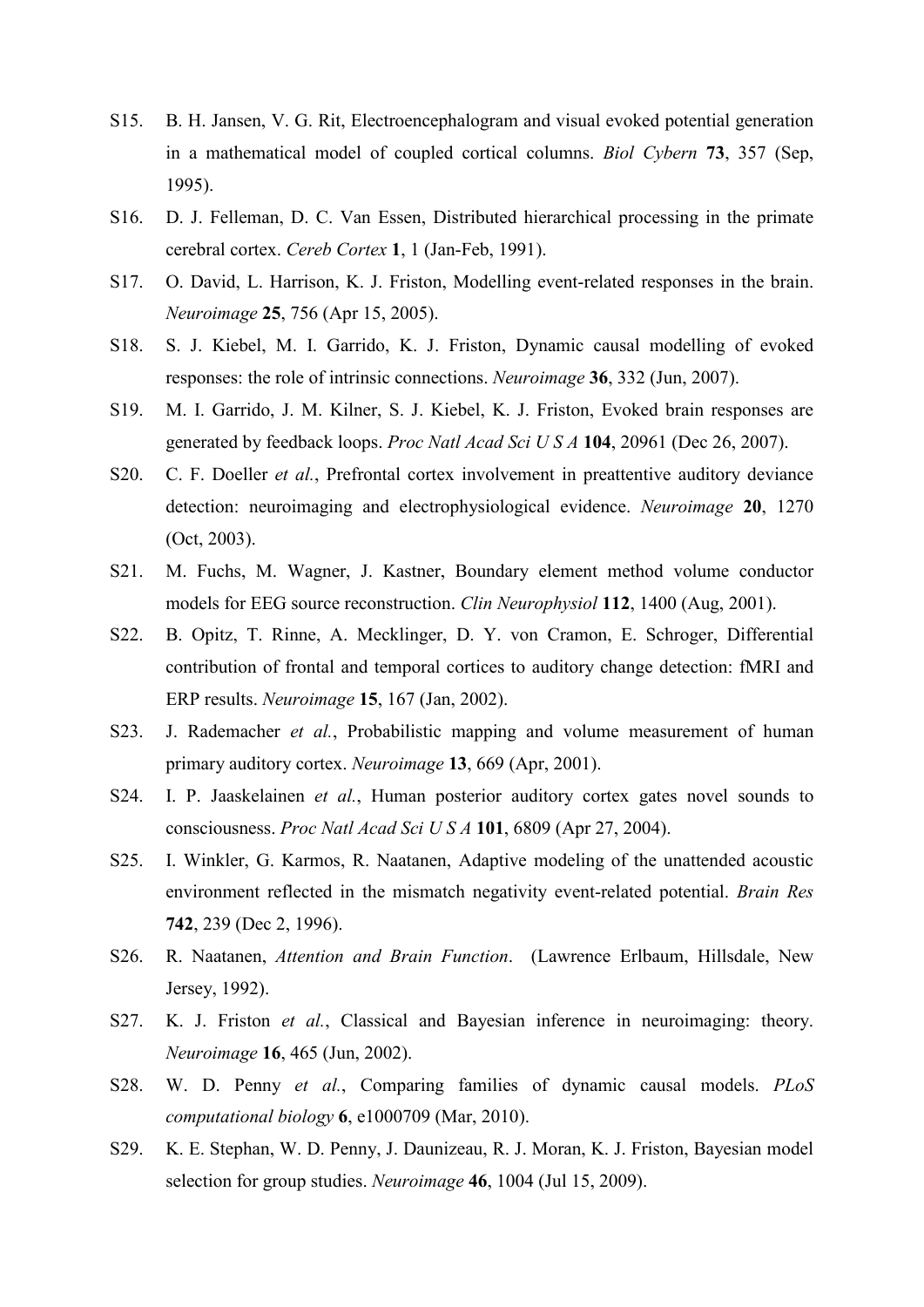S15. B. H. Jansen, V. G. Rit, Electroencephalogram and visual evoked potential generation in a mathematical model of coupled cortical columns. *Biol Cybern* **73**, 357 (Sep, 1995).

S16. D. J. Felleman, D. C. Van Essen, Distributed hierarchical processing in the primate cerebral cortex. *Cereb Cortex* **1**, 1 (Jan-Feb, 1991).

S17. O. David, L. Harrison, K. J. Friston, Modelling event-related responses in the brain. *Neuroimage* **25**, 756 (Apr 15, 2005).

S18. S. J. Kiebel, M. I. Garrido, K. J. Friston, Dynamic causal modelling of evoked responses: the role of intrinsic connections. *Neuroimage* **36**, 332 (Jun, 2007).

S19. M. I. Garrido, J. M. Kilner, S. J. Kiebel, K. J. Friston, Evoked brain responses are generated by feedback loops. *Proc Natl Acad Sci U S A* **104**, 20961 (Dec 26, 2007).

S20. C. F. Doeller *et al.*, Prefrontal cortex involvement in preattentive auditory deviance detection: neuroimaging and electrophysiological evidence. *Neuroimage* **20**, 1270 (Oct, 2003).

S21. M. Fuchs, M. Wagner, J. Kastner, Boundary element method volume conductor models for EEG source reconstruction. *Clin Neurophysiol* **112**, 1400 (Aug, 2001).

S22. B. Opitz, T. Rinne, A. Mecklinger, D. Y. von Cramon, E. Schroger, Differential contribution of frontal and temporal cortices to auditory change detection: fMRI and ERP results. *Neuroimage* **15**, 167 (Jan, 2002).

S23. J. Rademacher *et al.*, Probabilistic mapping and volume measurement of human primary auditory cortex. *Neuroimage* **13**, 669 (Apr, 2001).

S24. I. P. Jaaskelainen *et al.*, Human posterior auditory cortex gates novel sounds to consciousness. *Proc Natl Acad Sci U S A* **101**, 6809 (Apr 27, 2004).

S25. I. Winkler, G. Karmos, R. Naatanen, Adaptive modeling of the unattended acoustic environment reflected in the mismatch negativity event-related potential. *Brain Res* **742**, 239 (Dec 2, 1996).

S26. R. Naatanen, *Attention and Brain Function*. (Lawrence Erlbaum, Hillsdale, New Jersey, 1992).

S27. K. J. Friston *et al.*, Classical and Bayesian inference in neuroimaging: theory. *Neuroimage* **16**, 465 (Jun, 2002).

S28. W. D. Penny *et al.*, Comparing families of dynamic causal models. *PLoS computational biology* **6**, e1000709 (Mar, 2010).

S29. K. E. Stephan, W. D. Penny, J. Daunizeau, R. J. Moran, K. J. Friston, Bayesian model selection for group studies. *Neuroimage* **46**, 1004 (Jul 15, 2009).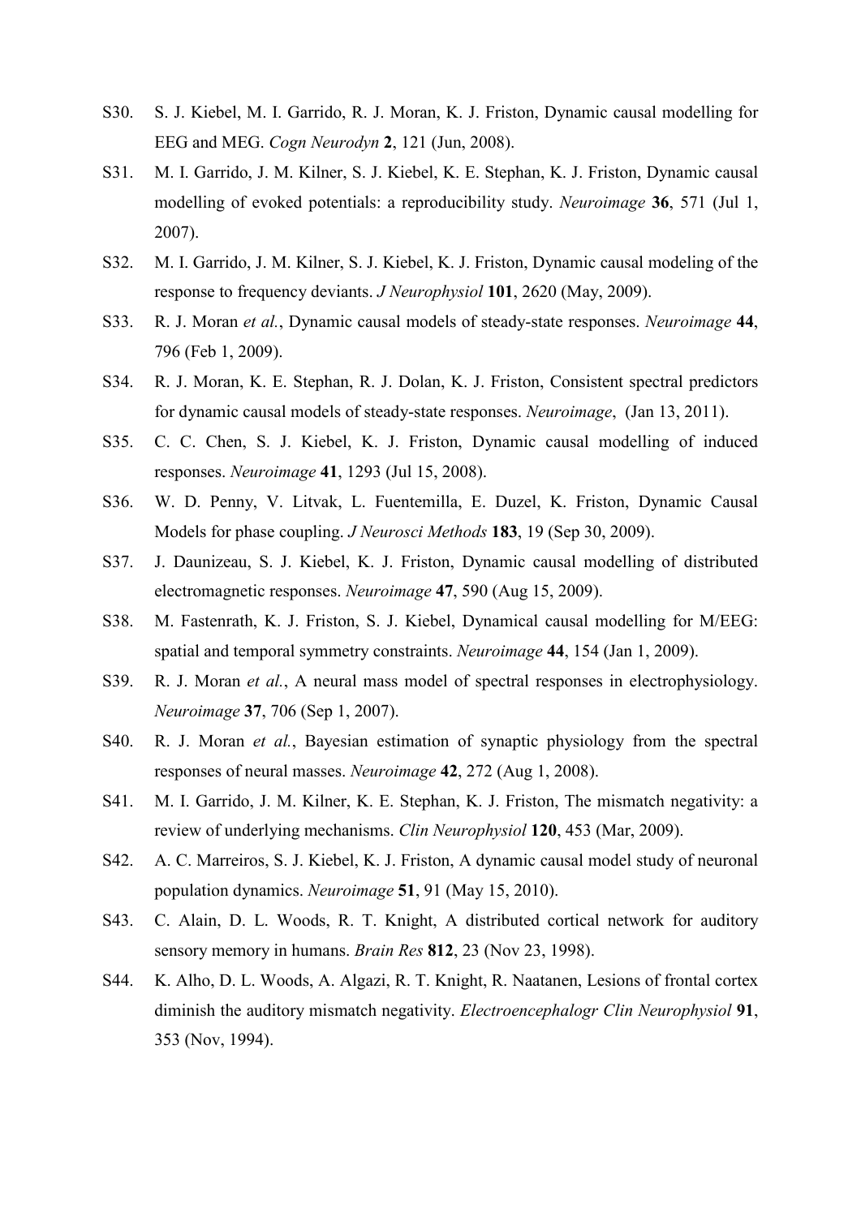S30. S. J. Kiebel, M. I. Garrido, R. J. Moran, K. J. Friston, Dynamic causal modelling for EEG and MEG. *Cogn Neurodyn* **2**, 121 (Jun, 2008).

S31. M. I. Garrido, J. M. Kilner, S. J. Kiebel, K. E. Stephan, K. J. Friston, Dynamic causal modelling of evoked potentials: a reproducibility study. *Neuroimage* **36**, 571 (Jul 1, 2007).

S32. M. I. Garrido, J. M. Kilner, S. J. Kiebel, K. J. Friston, Dynamic causal modeling of the response to frequency deviants. *J Neurophysiol* **101**, 2620 (May, 2009).

S33. R. J. Moran *et al.*, Dynamic causal models of steady-state responses. *Neuroimage* **44**, 796 (Feb 1, 2009).

S34. R. J. Moran, K. E. Stephan, R. J. Dolan, K. J. Friston, Consistent spectral predictors for dynamic causal models of steady-state responses. *Neuroimage*, (Jan 13, 2011).

S35. C. C. Chen, S. J. Kiebel, K. J. Friston, Dynamic causal modelling of induced responses. *Neuroimage* **41**, 1293 (Jul 15, 2008).

S36. W. D. Penny, V. Litvak, L. Fuentemilla, E. Duzel, K. Friston, Dynamic Causal Models for phase coupling. *J Neurosci Methods* **183**, 19 (Sep 30, 2009).

S37. J. Daunizeau, S. J. Kiebel, K. J. Friston, Dynamic causal modelling of distributed electromagnetic responses. *Neuroimage* **47**, 590 (Aug 15, 2009).

S38. M. Fastenrath, K. J. Friston, S. J. Kiebel, Dynamical causal modelling for M/EEG: spatial and temporal symmetry constraints. *Neuroimage* **44**, 154 (Jan 1, 2009).

S39. R. J. Moran *et al.*, A neural mass model of spectral responses in electrophysiology. *Neuroimage* **37**, 706 (Sep 1, 2007).

S40. R. J. Moran *et al.*, Bayesian estimation of synaptic physiology from the spectral responses of neural masses. *Neuroimage* **42**, 272 (Aug 1, 2008).

S41. M. I. Garrido, J. M. Kilner, K. E. Stephan, K. J. Friston, The mismatch negativity: a review of underlying mechanisms. *Clin Neurophysiol* **120**, 453 (Mar, 2009).

S42. A. C. Marreiros, S. J. Kiebel, K. J. Friston, A dynamic causal model study of neuronal population dynamics. *Neuroimage* **51**, 91 (May 15, 2010).

S43. C. Alain, D. L. Woods, R. T. Knight, A distributed cortical network for auditory sensory memory in humans. *Brain Res* **812**, 23 (Nov 23, 1998).

S44. K. Alho, D. L. Woods, A. Algazi, R. T. Knight, R. Naatanen, Lesions of frontal cortex diminish the auditory mismatch negativity. *Electroencephalogr Clin Neurophysiol* **91**, 353 (Nov, 1994).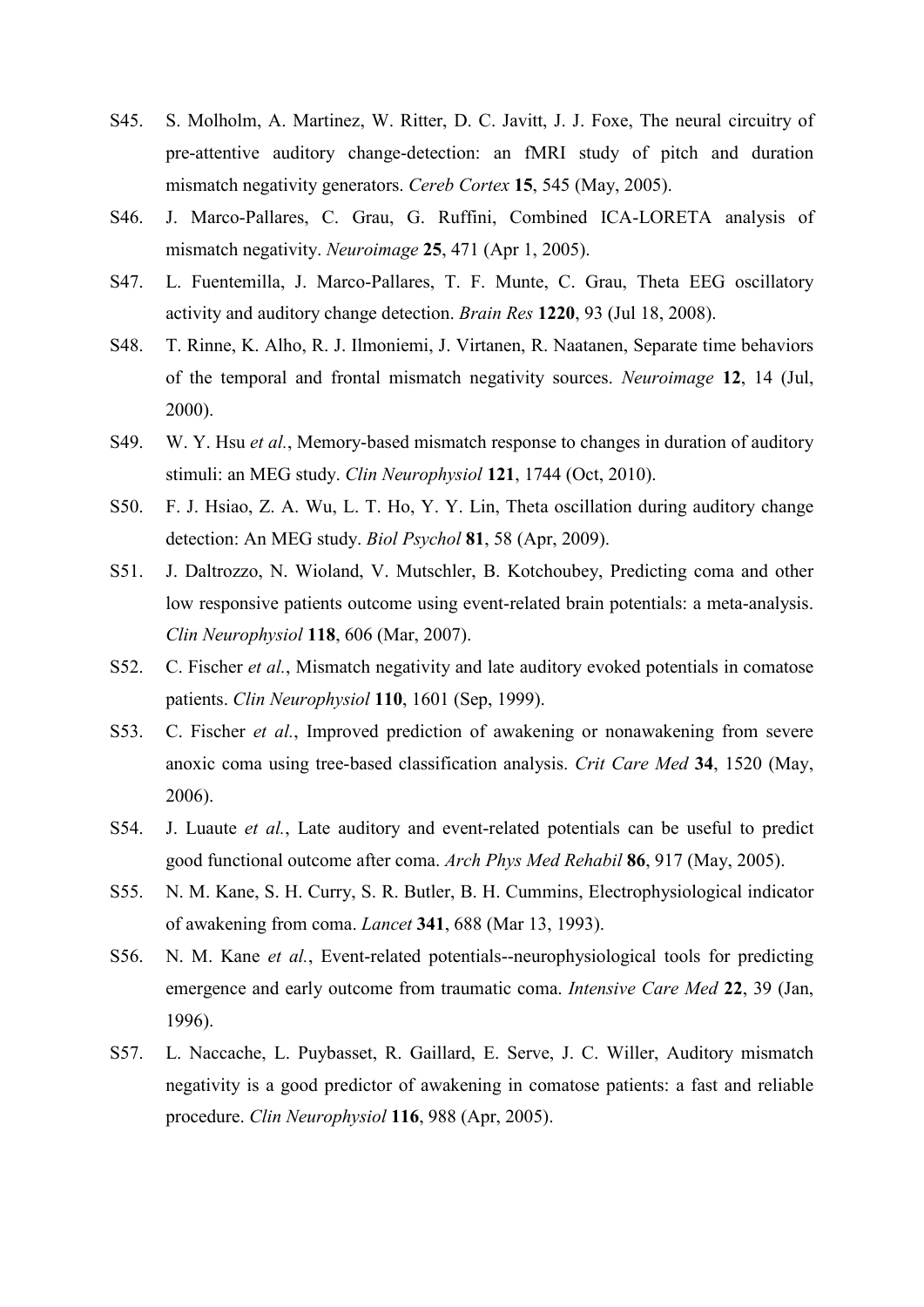S45. S. Molholm, A. Martinez, W. Ritter, D. C. Javitt, J. J. Foxe, The neural circuitry of pre-attentive auditory change-detection: an fMRI study of pitch and duration mismatch negativity generators. *Cereb Cortex* **15**, 545 (May, 2005).

S46. J. Marco-Pallares, C. Grau, G. Ruffini, Combined ICA-LORETA analysis of mismatch negativity. *Neuroimage* **25**, 471 (Apr 1, 2005).

S47. L. Fuentemilla, J. Marco-Pallares, T. F. Munte, C. Grau, Theta EEG oscillatory activity and auditory change detection. *Brain Res* **1220**, 93 (Jul 18, 2008).

S48. T. Rinne, K. Alho, R. J. Ilmoniemi, J. Virtanen, R. Naatanen, Separate time behaviors of the temporal and frontal mismatch negativity sources. *Neuroimage* **12**, 14 (Jul, 2000).

S49. W. Y. Hsu *et al.*, Memory-based mismatch response to changes in duration of auditory stimuli: an MEG study. *Clin Neurophysiol* **121**, 1744 (Oct, 2010).

S50. F. J. Hsiao, Z. A. Wu, L. T. Ho, Y. Y. Lin, Theta oscillation during auditory change detection: An MEG study. *Biol Psychol* **81**, 58 (Apr, 2009).

S51. J. Daltrozzo, N. Wioland, V. Mutschler, B. Kotchoubey, Predicting coma and other low responsive patients outcome using event-related brain potentials: a meta-analysis. *Clin Neurophysiol* **118**, 606 (Mar, 2007).

S52. C. Fischer *et al.*, Mismatch negativity and late auditory evoked potentials in comatose patients. *Clin Neurophysiol* **110**, 1601 (Sep, 1999).

S53. C. Fischer *et al.*, Improved prediction of awakening or nonawakening from severe anoxic coma using tree-based classification analysis. *Crit Care Med* **34**, 1520 (May, 2006).

S54. J. Luaute *et al.*, Late auditory and event-related potentials can be useful to predict good functional outcome after coma. *Arch Phys Med Rehabil* **86**, 917 (May, 2005).

S55. N. M. Kane, S. H. Curry, S. R. Butler, B. H. Cummins, Electrophysiological indicator of awakening from coma. *Lancet* **341**, 688 (Mar 13, 1993).

S56. N. M. Kane *et al.*, Event-related potentials--neurophysiological tools for predicting emergence and early outcome from traumatic coma. *Intensive Care Med* **22**, 39 (Jan, 1996).

S57. L. Naccache, L. Puybasset, R. Gaillard, E. Serve, J. C. Willer, Auditory mismatch negativity is a good predictor of awakening in comatose patients: a fast and reliable procedure. *Clin Neurophysiol* **116**, 988 (Apr, 2005).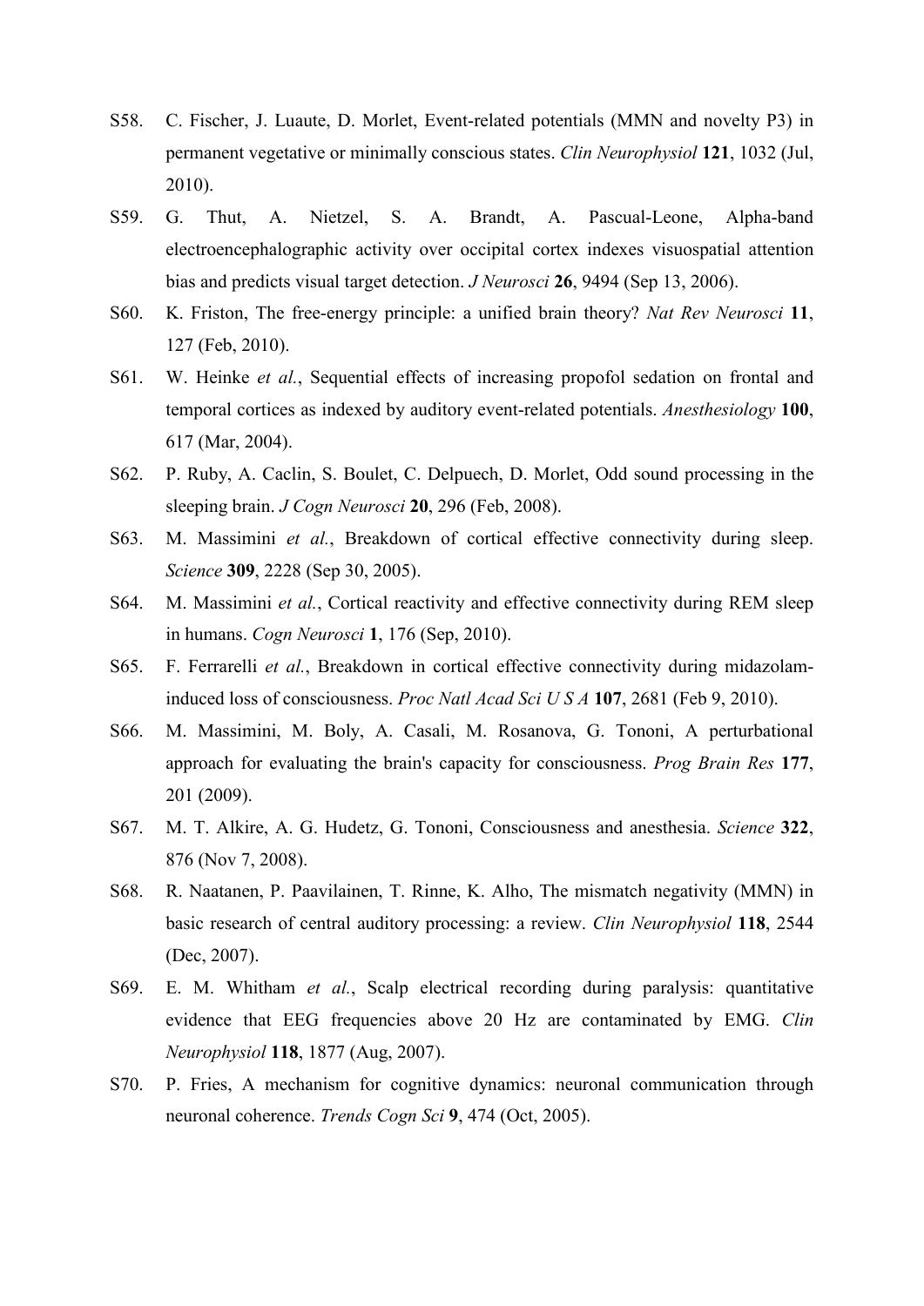S58. C. Fischer, J. Luaute, D. Morlet, Event-related potentials (MMN and novelty P3) in permanent vegetative or minimally conscious states. *Clin Neurophysiol* **121**, 1032 (Jul, 2010).

S59. G. Thut, A. Nietzel, S. A. Brandt, A. Pascual-Leone, Alpha-band electroencephalographic activity over occipital cortex indexes visuospatial attention bias and predicts visual target detection. *J Neurosci* **26**, 9494 (Sep 13, 2006).

S60. K. Friston, The free-energy principle: a unified brain theory? *Nat Rev Neurosci* **11**, 127 (Feb, 2010).

S61. W. Heinke *et al.*, Sequential effects of increasing propofol sedation on frontal and temporal cortices as indexed by auditory event-related potentials. *Anesthesiology* **100**, 617 (Mar, 2004).

S62. P. Ruby, A. Caclin, S. Boulet, C. Delpuech, D. Morlet, Odd sound processing in the sleeping brain. *J Cogn Neurosci* **20**, 296 (Feb, 2008).

S63. M. Massimini *et al.*, Breakdown of cortical effective connectivity during sleep. *Science* **309**, 2228 (Sep 30, 2005).

S64. M. Massimini *et al.*, Cortical reactivity and effective connectivity during REM sleep in humans. *Cogn Neurosci* **1**, 176 (Sep, 2010).

S65. F. Ferrarelli *et al.*, Breakdown in cortical effective connectivity during midazolam-induced loss of consciousness. *Proc Natl Acad Sci U S A* **107**, 2681 (Feb 9, 2010).

S66. M. Massimini, M. Boly, A. Casali, M. Rosanova, G. Tononi, A perturbational approach for evaluating the brain's capacity for consciousness. *Prog Brain Res* **177**, 201 (2009).

S67. M. T. Alkire, A. G. Hudetz, G. Tononi, Consciousness and anesthesia. *Science* **322**, 876 (Nov 7, 2008).

S68. R. Naatanen, P. Paavilainen, T. Rinne, K. Alho, The mismatch negativity (MMN) in basic research of central auditory processing: a review. *Clin Neurophysiol* **118**, 2544 (Dec, 2007).

S69. E. M. Whitham *et al.*, Scalp electrical recording during paralysis: quantitative evidence that EEG frequencies above 20 Hz are contaminated by EMG. *Clin Neurophysiol* **118**, 1877 (Aug, 2007).

S70. P. Fries, A mechanism for cognitive dynamics: neuronal communication through neuronal coherence. *Trends Cogn Sci* **9**, 474 (Oct, 2005).